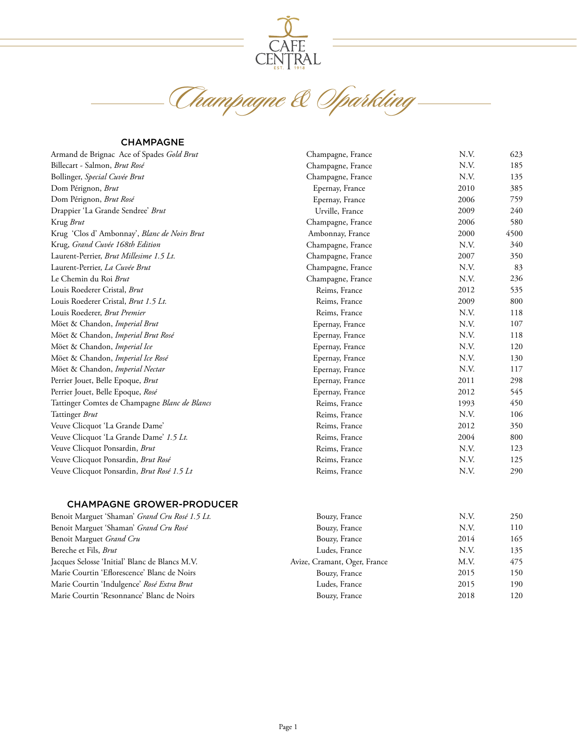CAFE CENTRAL
EST. 1918

# Champagne & Sparkling

## CHAMPAGNE

| | | | |
|---|---|---|---|
| Armand de Brignac Ace of Spades *Gold Brut* | Champagne, France | N.V. | 623 |
| Billecart - Salmon, *Brut Rosé* | Champagne, France | N.V. | 185 |
| Bollinger, *Special Cuvée Brut* | Champagne, France | N.V. | 135 |
| Dom Pérignon, *Brut* | Epernay, France | 2010 | 385 |
| Dom Pérignon, *Brut Rosé* | Epernay, France | 2006 | 759 |
| Drappier 'La Grande Sendree' *Brut* | Urville, France | 2009 | 240 |
| Krug *Brut* | Champagne, France | 2006 | 580 |
| Krug 'Clos d' Ambonnay', *Blanc de Noirs Brut* | Ambonnay, France | 2000 | 4500 |
| Krug, *Grand Cuvée 168th Edition* | Champagne, France | N.V. | 340 |
| Laurent-Perrier, *Brut Millesime 1.5 Lt.* | Champagne, France | 2007 | 350 |
| Laurent-Perrier, *La Cuvée Brut* | Champagne, France | N.V. | 83 |
| Le Chemin du Roi *Brut* | Champagne, France | N.V. | 236 |
| Louis Roederer Cristal, *Brut* | Reims, France | 2012 | 535 |
| Louis Roederer Cristal, *Brut 1.5 Lt.* | Reims, France | 2009 | 800 |
| Louis Roederer, *Brut Premier* | Reims, France | N.V. | 118 |
| Möet & Chandon, *Imperial Brut* | Epernay, France | N.V. | 107 |
| Möet & Chandon, *Imperial Brut Rosé* | Epernay, France | N.V. | 118 |
| Möet & Chandon, *Imperial Ice* | Epernay, France | N.V. | 120 |
| Möet & Chandon, *Imperial Ice Rosé* | Epernay, France | N.V. | 130 |
| Möet & Chandon, *Imperial Nectar* | Epernay, France | N.V. | 117 |
| Perrier Jouet, Belle Epoque, *Brut* | Epernay, France | 2011 | 298 |
| Perrier Jouet, Belle Epoque, *Rosé* | Epernay, France | 2012 | 545 |
| Tattinger Comtes de Champagne *Blanc de Blancs* | Reims, France | 1993 | 450 |
| Tattinger *Brut* | Reims, France | N.V. | 106 |
| Veuve Clicquot 'La Grande Dame' | Reims, France | 2012 | 350 |
| Veuve Clicquot 'La Grande Dame' *1.5 Lt.* | Reims, France | 2004 | 800 |
| Veuve Clicquot Ponsardin, *Brut* | Reims, France | N.V. | 123 |
| Veuve Clicquot Ponsardin, *Brut Rosé* | Reims, France | N.V. | 125 |
| Veuve Clicquot Ponsardin, *Brut Rosé 1.5 Lt* | Reims, France | N.V. | 290 |

## CHAMPAGNE GROWER-PRODUCER

| | | | |
|---|---|---|---|
| Benoit Marguet 'Shaman' *Grand Cru Rosé 1.5 Lt.* | Bouzy, France | N.V. | 250 |
| Benoit Marguet 'Shaman' *Grand Cru Rosé* | Bouzy, France | N.V. | 110 |
| Benoit Marguet *Grand Cru* | Bouzy, France | 2014 | 165 |
| Bereche et Fils, *Brut* | Ludes, France | N.V. | 135 |
| Jacques Selosse 'Initial' Blanc de Blancs M.V. | Avize, Cramant, Oger, France | M.V. | 475 |
| Marie Courtin 'Eflorescence' Blanc de Noirs | Bouzy, France | 2015 | 150 |
| Marie Courtin 'Indulgence' *Rosé Extra Brut* | Ludes, France | 2015 | 190 |
| Marie Courtin 'Resonnance' Blanc de Noirs | Bouzy, France | 2018 | 120 |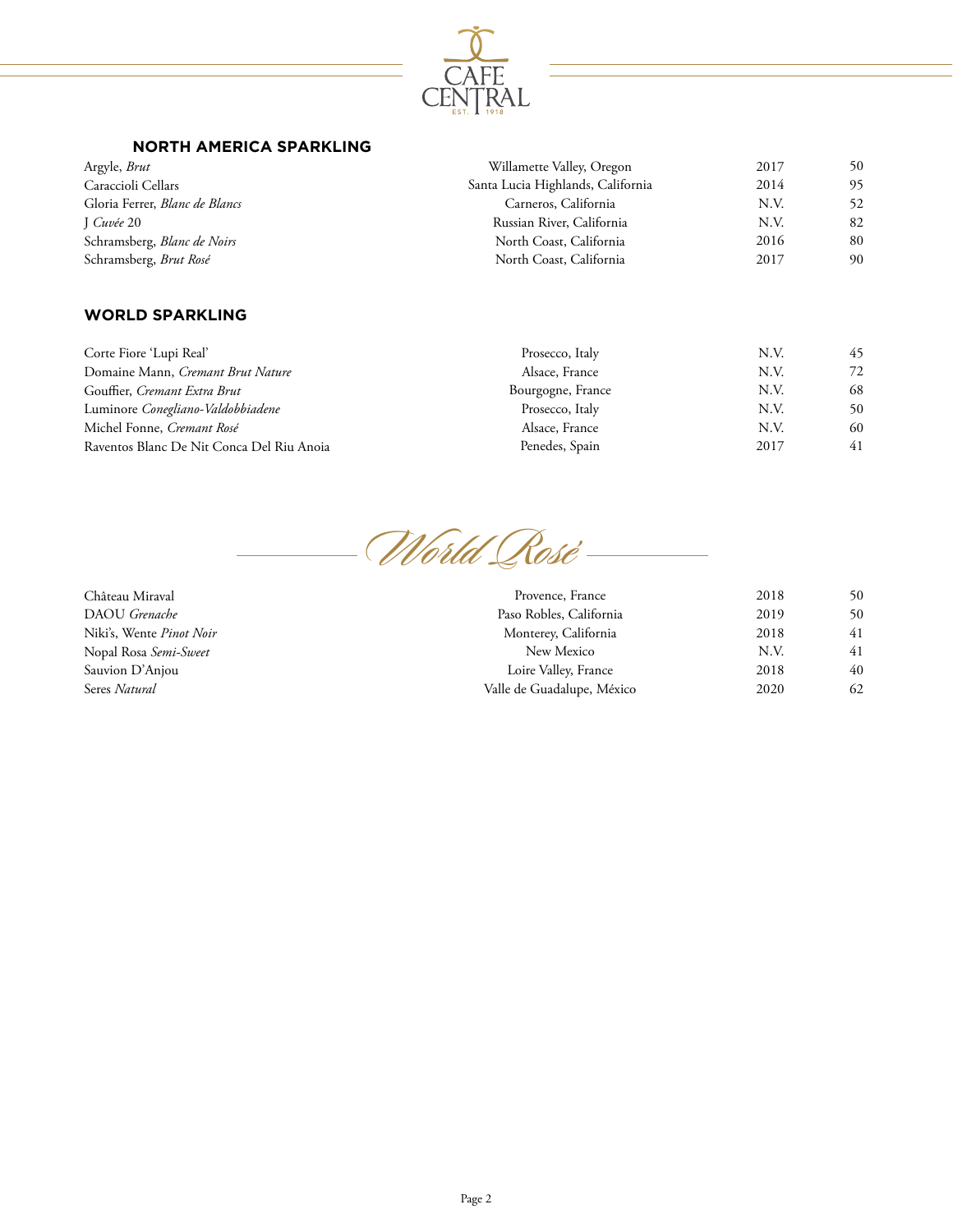## NORTH AMERICA SPARKLING

| | | | |
|---|---|---|---|
| Argyle, *Brut* | Willamette Valley, Oregon | 2017 | 50 |
| Caraccioli Cellars | Santa Lucia Highlands, California | 2014 | 95 |
| Gloria Ferrer, *Blanc de Blancs* | Carneros, California | N.V. | 52 |
| J *Cuvée* 20 | Russian River, California | N.V. | 82 |
| Schramsberg, *Blanc de Noirs* | North Coast, California | 2016 | 80 |
| Schramsberg, *Brut Rosé* | North Coast, California | 2017 | 90 |

## WORLD SPARKLING

| | | | |
|---|---|---|---|
| Corte Fiore 'Lupi Real' | Prosecco, Italy | N.V. | 45 |
| Domaine Mann, *Cremant Brut Nature* | Alsace, France | N.V. | 72 |
| Gouffier, *Cremant Extra Brut* | Bourgogne, France | N.V. | 68 |
| Luminore *Conegliano-Valdobbiadene* | Prosecco, Italy | N.V. | 50 |
| Michel Fonne, *Cremant Rosé* | Alsace, France | N.V. | 60 |
| Raventos Blanc De Nit Conca Del Riu Anoia | Penedes, Spain | 2017 | 41 |

## *World Rosé*

| | | | |
|---|---|---|---|
| Château Miraval | Provence, France | 2018 | 50 |
| DAOU *Grenache* | Paso Robles, California | 2019 | 50 |
| Niki's, Wente *Pinot Noir* | Monterey, California | 2018 | 41 |
| Nopal Rosa *Semi-Sweet* | New Mexico | N.V. | 41 |
| Sauvion D'Anjou | Loire Valley, France | 2018 | 40 |
| Seres *Natural* | Valle de Guadalupe, México | 2020 | 62 |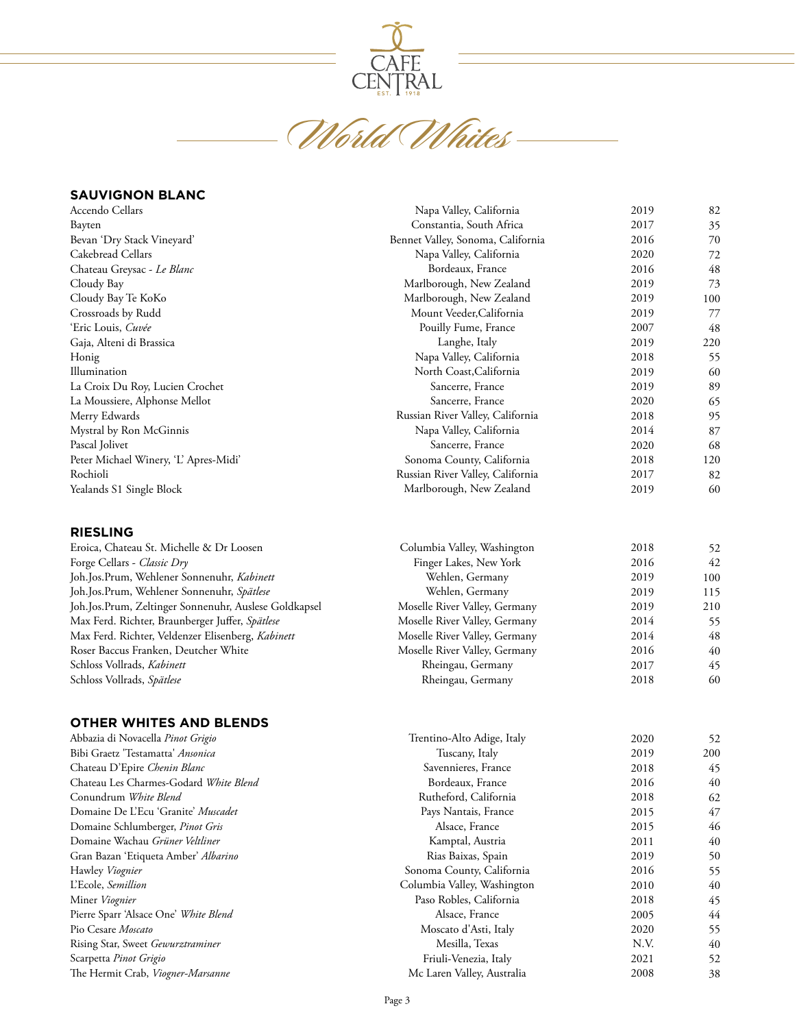# CAFE CENTRAL

EST. 1918

## World Whites

### SAUVIGNON BLANC

| | | | |
|---|---|---|---|
| Accendo Cellars | Napa Valley, California | 2019 | 82 |
| Bayten | Constantia, South Africa | 2017 | 35 |
| Bevan 'Dry Stack Vineyard' | Bennet Valley, Sonoma, California | 2016 | 70 |
| Cakebread Cellars | Napa Valley, California | 2020 | 72 |
| Chateau Greysac - *Le Blanc* | Bordeaux, France | 2016 | 48 |
| Cloudy Bay | Marlborough, New Zealand | 2019 | 73 |
| Cloudy Bay Te KoKo | Marlborough, New Zealand | 2019 | 100 |
| Crossroads by Rudd | Mount Veeder,California | 2019 | 77 |
| 'Eric Louis, *Cuvée* | Pouilly Fume, France | 2007 | 48 |
| Gaja, Alteni di Brassica | Langhe, Italy | 2019 | 220 |
| Honig | Napa Valley, California | 2018 | 55 |
| Illumination | North Coast,California | 2019 | 60 |
| La Croix Du Roy, Lucien Crochet | Sancerre, France | 2019 | 89 |
| La Moussiere, Alphonse Mellot | Sancerre, France | 2020 | 65 |
| Merry Edwards | Russian River Valley, California | 2018 | 95 |
| Mystral by Ron McGinnis | Napa Valley, California | 2014 | 87 |
| Pascal Jolivet | Sancerre, France | 2020 | 68 |
| Peter Michael Winery, 'L' Apres-Midi' | Sonoma County, California | 2018 | 120 |
| Rochioli | Russian River Valley, California | 2017 | 82 |
| Yealands S1 Single Block | Marlborough, New Zealand | 2019 | 60 |

### RIESLING

| | | | |
|---|---|---|---|
| Eroica, Chateau St. Michelle & Dr Loosen | Columbia Valley, Washington | 2018 | 52 |
| Forge Cellars - *Classic Dry* | Finger Lakes, New York | 2016 | 42 |
| Joh.Jos.Prum, Wehlener Sonnenuhr, *Kabinett* | Wehlen, Germany | 2019 | 100 |
| Joh.Jos.Prum, Wehlener Sonnenuhr, *Spätlese* | Wehlen, Germany | 2019 | 115 |
| Joh.Jos.Prum, Zeltinger Sonnenuhr, Auslese Goldkapsel | Moselle River Valley, Germany | 2019 | 210 |
| Max Ferd. Richter, Braunberger Juffer, *Spätlese* | Moselle River Valley, Germany | 2014 | 55 |
| Max Ferd. Richter, Veldenzer Elisenberg, *Kabinett* | Moselle River Valley, Germany | 2014 | 48 |
| Roser Baccus Franken, Deutcher White | Moselle River Valley, Germany | 2016 | 40 |
| Schloss Vollrads, *Kabinett* | Rheingau, Germany | 2017 | 45 |
| Schloss Vollrads, *Spätlese* | Rheingau, Germany | 2018 | 60 |

### OTHER WHITES AND BLENDS

| | | | |
|---|---|---|---|
| Abbazia di Novacella *Pinot Grigio* | Trentino-Alto Adige, Italy | 2020 | 52 |
| Bibi Graetz 'Testamatta' *Ansonica* | Tuscany, Italy | 2019 | 200 |
| Chateau D'Epire *Chenin Blanc* | Savennieres, France | 2018 | 45 |
| Chateau Les Charmes-Godard *White Blend* | Bordeaux, France | 2016 | 40 |
| Conundrum *White Blend* | Rutheford, California | 2018 | 62 |
| Domaine De L'Ecu 'Granite' *Muscadet* | Pays Nantais, France | 2015 | 47 |
| Domaine Schlumberger, *Pinot Gris* | Alsace, France | 2015 | 46 |
| Domaine Wachau *Grüner Veltliner* | Kamptal, Austria | 2011 | 40 |
| Gran Bazan 'Etiqueta Amber' *Albarino* | Rias Baixas, Spain | 2019 | 50 |
| Hawley *Viognier* | Sonoma County, California | 2016 | 55 |
| L'Ecole, *Semillion* | Columbia Valley, Washington | 2010 | 40 |
| Miner *Viognier* | Paso Robles, California | 2018 | 45 |
| Pierre Sparr 'Alsace One' *White Blend* | Alsace, France | 2005 | 44 |
| Pio Cesare *Moscato* | Moscato d'Asti, Italy | 2020 | 55 |
| Rising Star, Sweet *Gewurztraminer* | Mesilla, Texas | N.V. | 40 |
| Scarpetta *Pinot Grigio* | Friuli-Venezia, Italy | 2021 | 52 |
| The Hermit Crab, *Viogner-Marsanne* | Mc Laren Valley, Australia | 2008 | 38 |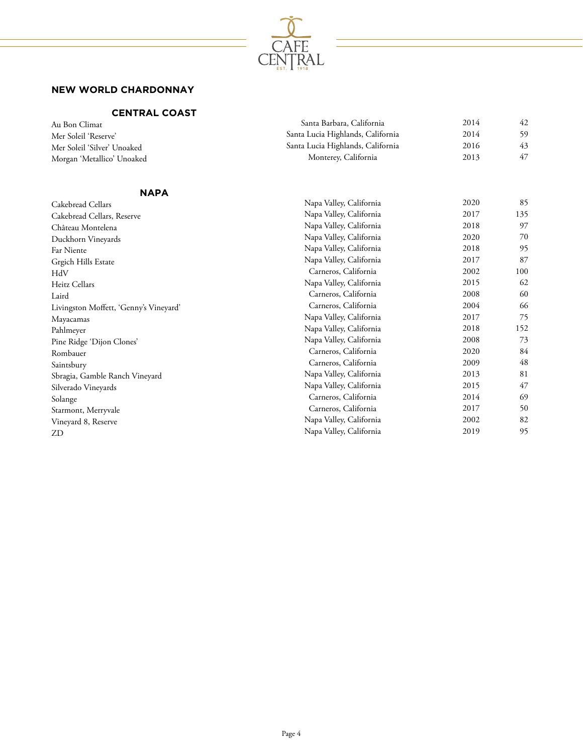## NEW WORLD CHARDONNAY

### CENTRAL COAST

| | | | |
|---|---|---|---|
| Au Bon Climat | Santa Barbara, California | 2014 | 42 |
| Mer Soleil 'Reserve' | Santa Lucia Highlands, California | 2014 | 59 |
| Mer Soleil 'Silver' Unoaked | Santa Lucia Highlands, California | 2016 | 43 |
| Morgan 'Metallico' Unoaked | Monterey, California | 2013 | 47 |

### NAPA

| | | | |
|---|---|---|---|
| Cakebread Cellars | Napa Valley, California | 2020 | 85 |
| Cakebread Cellars, Reserve | Napa Valley, California | 2017 | 135 |
| Château Montelena | Napa Valley, California | 2018 | 97 |
| Duckhorn Vineyards | Napa Valley, California | 2020 | 70 |
| Far Niente | Napa Valley, California | 2018 | 95 |
| Grgich Hills Estate | Napa Valley, California | 2017 | 87 |
| HdV | Carneros, California | 2002 | 100 |
| Heitz Cellars | Napa Valley, California | 2015 | 62 |
| Laird | Carneros, California | 2008 | 60 |
| Livingston Moffett, 'Genny's Vineyard' | Carneros, California | 2004 | 66 |
| Mayacamas | Napa Valley, California | 2017 | 75 |
| Pahlmeyer | Napa Valley, California | 2018 | 152 |
| Pine Ridge 'Dijon Clones' | Napa Valley, California | 2008 | 73 |
| Rombauer | Carneros, California | 2020 | 84 |
| Saintsbury | Carneros, California | 2009 | 48 |
| Sbragia, Gamble Ranch Vineyard | Napa Valley, California | 2013 | 81 |
| Silverado Vineyards | Napa Valley, California | 2015 | 47 |
| Solange | Carneros, California | 2014 | 69 |
| Starmont, Merryvale | Carneros, California | 2017 | 50 |
| Vineyard 8, Reserve | Napa Valley, California | 2002 | 82 |
| ZD | Napa Valley, California | 2019 | 95 |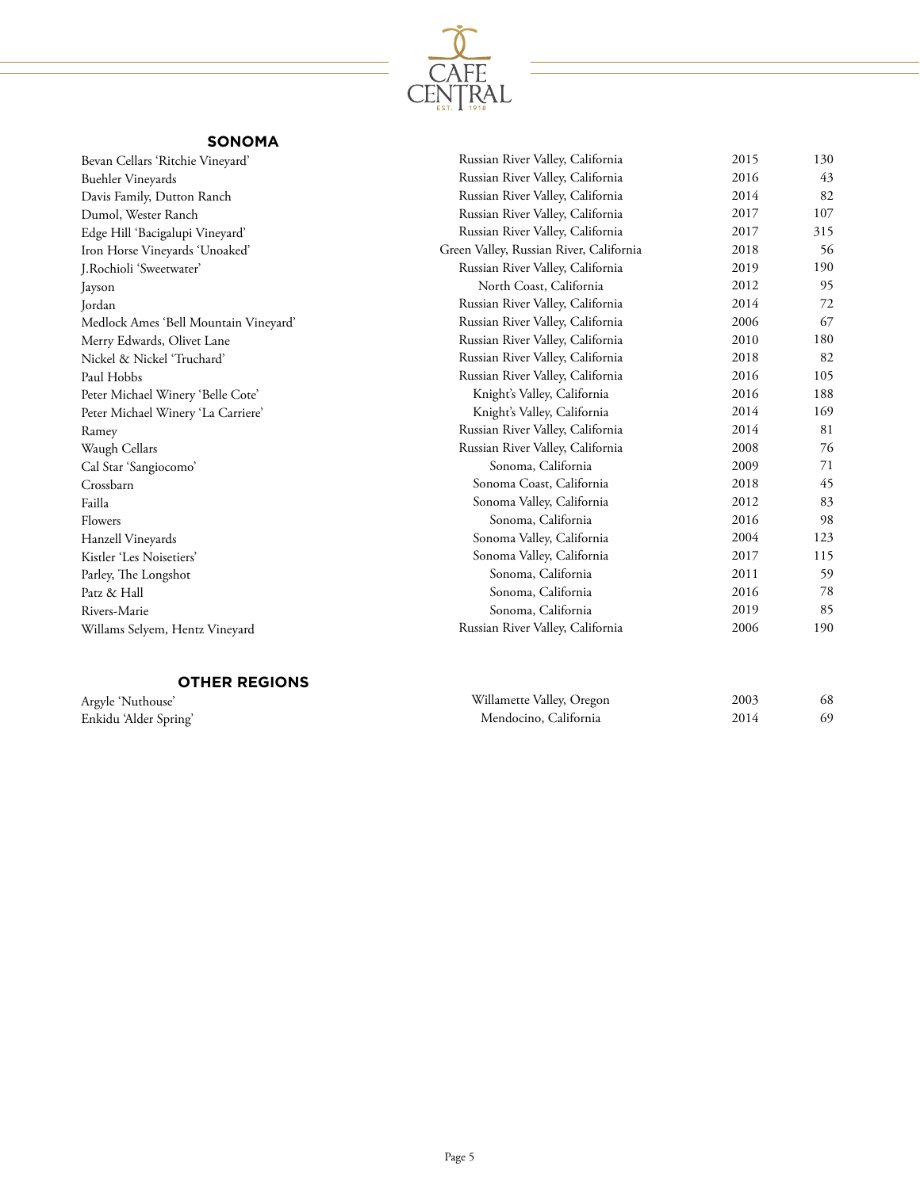## SONOMA

| Wine | Region | Vintage | Price |
|---|---|---|---|
| Bevan Cellars 'Ritchie Vineyard' | Russian River Valley, California | 2015 | 130 |
| Buehler Vineyards | Russian River Valley, California | 2016 | 43 |
| Davis Family, Dutton Ranch | Russian River Valley, California | 2014 | 82 |
| Dumol, Wester Ranch | Russian River Valley, California | 2017 | 107 |
| Edge Hill 'Bacigalupi Vineyard' | Russian River Valley, California | 2017 | 315 |
| Iron Horse Vineyards 'Unoaked' | Green Valley, Russian River, California | 2018 | 56 |
| J.Rochioli 'Sweetwater' | Russian River Valley, California | 2019 | 190 |
| Jayson | North Coast, California | 2012 | 95 |
| Jordan | Russian River Valley, California | 2014 | 72 |
| Medlock Ames 'Bell Mountain Vineyard' | Russian River Valley, California | 2006 | 67 |
| Merry Edwards, Olivet Lane | Russian River Valley, California | 2010 | 180 |
| Nickel & Nickel 'Truchard' | Russian River Valley, California | 2018 | 82 |
| Paul Hobbs | Russian River Valley, California | 2016 | 105 |
| Peter Michael Winery 'Belle Cote' | Knight's Valley, California | 2016 | 188 |
| Peter Michael Winery 'La Carriere' | Knight's Valley, California | 2014 | 169 |
| Ramey | Russian River Valley, California | 2014 | 81 |
| Waugh Cellars | Russian River Valley, California | 2008 | 76 |
| Cal Star 'Sangiocomo' | Sonoma, California | 2009 | 71 |
| Crossbarn | Sonoma Coast, California | 2018 | 45 |
| Failla | Sonoma Valley, California | 2012 | 83 |
| Flowers | Sonoma, California | 2016 | 98 |
| Hanzell Vineyards | Sonoma Valley, California | 2004 | 123 |
| Kistler 'Les Noisetiers' | Sonoma Valley, California | 2017 | 115 |
| Parley, The Longshot | Sonoma, California | 2011 | 59 |
| Patz & Hall | Sonoma, California | 2016 | 78 |
| Rivers-Marie | Sonoma, California | 2019 | 85 |
| Willams Selyem, Hentz Vineyard | Russian River Valley, California | 2006 | 190 |

## OTHER REGIONS

| Wine | Region | Vintage | Price |
|---|---|---|---|
| Argyle 'Nuthouse' | Willamette Valley, Oregon | 2003 | 68 |
| Enkidu 'Alder Spring' | Mendocino, California | 2014 | 69 |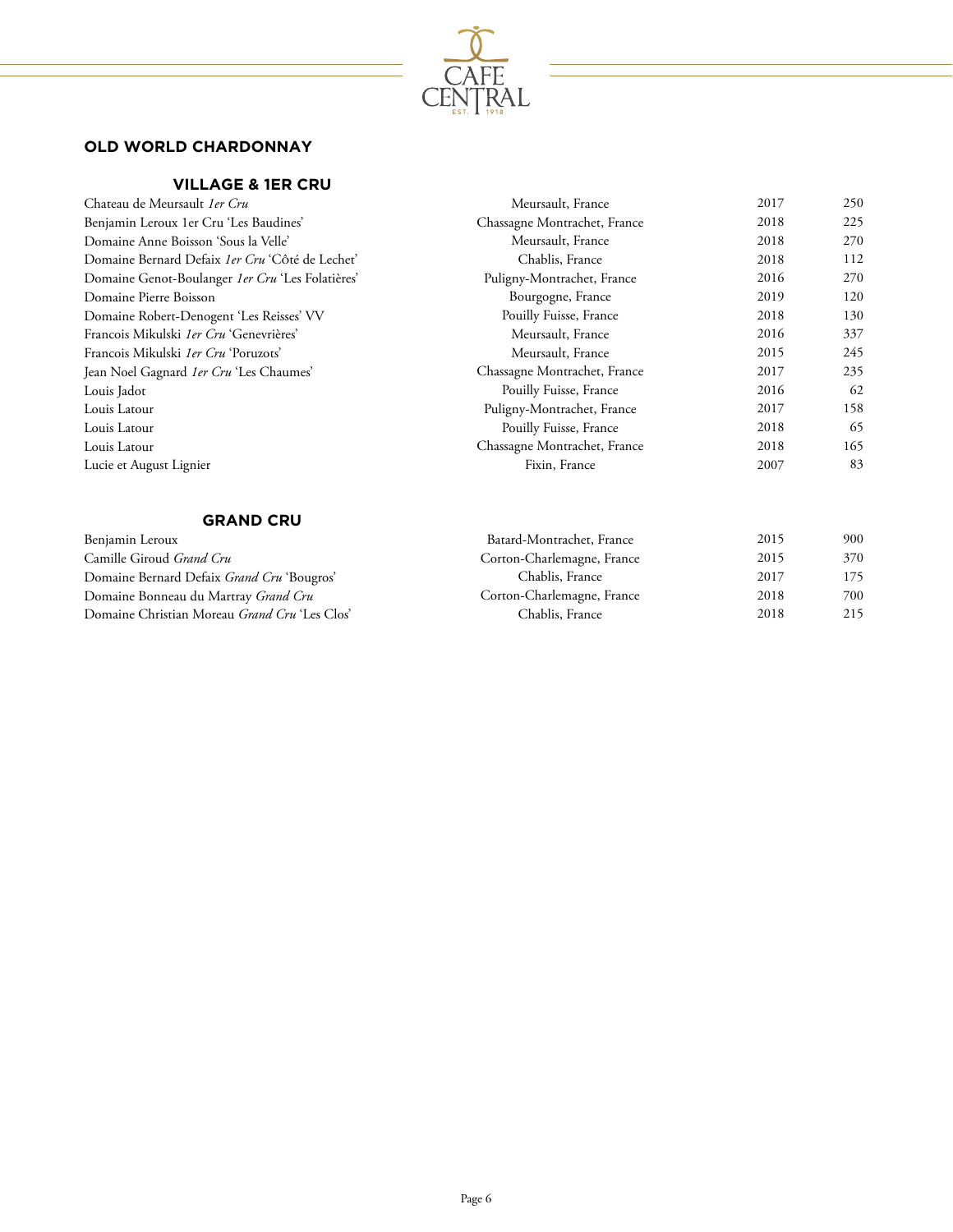## OLD WORLD CHARDONNAY

### VILLAGE & 1ER CRU

| | | | |
|---|---|---|---|
| Chateau de Meursault *1er Cru* | Meursault, France | 2017 | 250 |
| Benjamin Leroux 1er Cru 'Les Baudines' | Chassagne Montrachet, France | 2018 | 225 |
| Domaine Anne Boisson 'Sous la Velle' | Meursault, France | 2018 | 270 |
| Domaine Bernard Defaix *1er Cru* 'Côté de Lechet' | Chablis, France | 2018 | 112 |
| Domaine Genot-Boulanger *1er Cru* 'Les Folatières' | Puligny-Montrachet, France | 2016 | 270 |
| Domaine Pierre Boisson | Bourgogne, France | 2019 | 120 |
| Domaine Robert-Denogent 'Les Reisses' VV | Pouilly Fuisse, France | 2018 | 130 |
| Francois Mikulski *1er Cru* 'Genevrières' | Meursault, France | 2016 | 337 |
| Francois Mikulski *1er Cru* 'Poruzots' | Meursault, France | 2015 | 245 |
| Jean Noel Gagnard *1er Cru* 'Les Chaumes' | Chassagne Montrachet, France | 2017 | 235 |
| Louis Jadot | Pouilly Fuisse, France | 2016 | 62 |
| Louis Latour | Puligny-Montrachet, France | 2017 | 158 |
| Louis Latour | Pouilly Fuisse, France | 2018 | 65 |
| Louis Latour | Chassagne Montrachet, France | 2018 | 165 |
| Lucie et August Lignier | Fixin, France | 2007 | 83 |

### GRAND CRU

| | | | |
|---|---|---|---|
| Benjamin Leroux | Batard-Montrachet, France | 2015 | 900 |
| Camille Giroud *Grand Cru* | Corton-Charlemagne, France | 2015 | 370 |
| Domaine Bernard Defaix *Grand Cru* 'Bougros' | Chablis, France | 2017 | 175 |
| Domaine Bonneau du Martray *Grand Cru* | Corton-Charlemagne, France | 2018 | 700 |
| Domaine Christian Moreau *Grand Cru* 'Les Clos' | Chablis, France | 2018 | 215 |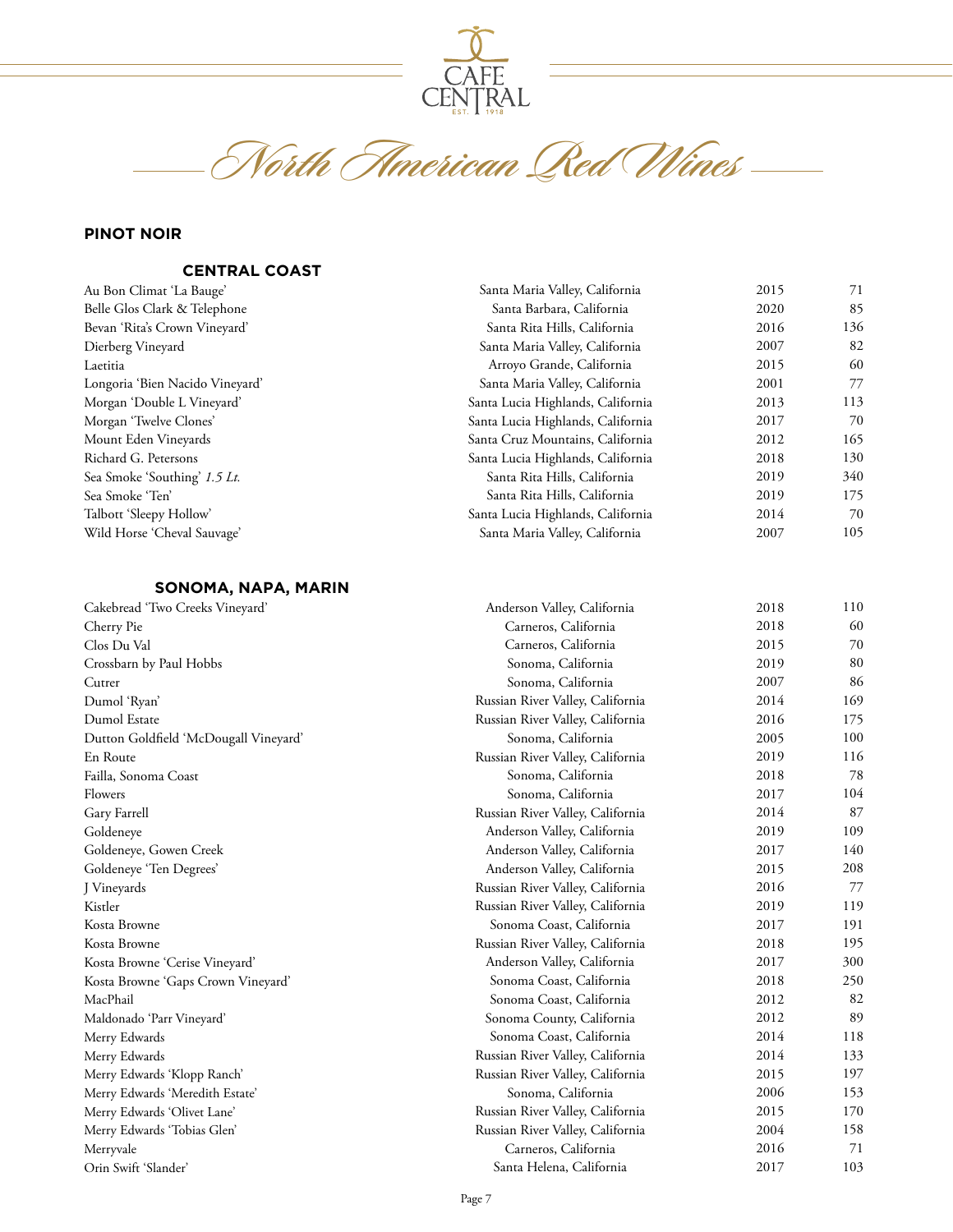# North American Red Wines

## PINOT NOIR

### CENTRAL COAST

| Wine | Region | Vintage | Price |
|---|---|---|---|
| Au Bon Climat 'La Bauge' | Santa Maria Valley, California | 2015 | 71 |
| Belle Glos Clark & Telephone | Santa Barbara, California | 2020 | 85 |
| Bevan 'Rita's Crown Vineyard' | Santa Rita Hills, California | 2016 | 136 |
| Dierberg Vineyard | Santa Maria Valley, California | 2007 | 82 |
| Laetitia | Arroyo Grande, California | 2015 | 60 |
| Longoria 'Bien Nacido Vineyard' | Santa Maria Valley, California | 2001 | 77 |
| Morgan 'Double L Vineyard' | Santa Lucia Highlands, California | 2013 | 113 |
| Morgan 'Twelve Clones' | Santa Lucia Highlands, California | 2017 | 70 |
| Mount Eden Vineyards | Santa Cruz Mountains, California | 2012 | 165 |
| Richard G. Petersons | Santa Lucia Highlands, California | 2018 | 130 |
| Sea Smoke 'Southing' *1.5 Lt.* | Santa Rita Hills, California | 2019 | 340 |
| Sea Smoke 'Ten' | Santa Rita Hills, California | 2019 | 175 |
| Talbott 'Sleepy Hollow' | Santa Lucia Highlands, California | 2014 | 70 |
| Wild Horse 'Cheval Sauvage' | Santa Maria Valley, California | 2007 | 105 |

### SONOMA, NAPA, MARIN

| Wine | Region | Vintage | Price |
|---|---|---|---|
| Cakebread 'Two Creeks Vineyard' | Anderson Valley, California | 2018 | 110 |
| Cherry Pie | Carneros, California | 2018 | 60 |
| Clos Du Val | Carneros, California | 2015 | 70 |
| Crossbarn by Paul Hobbs | Sonoma, California | 2019 | 80 |
| Cutrer | Sonoma, California | 2007 | 86 |
| Dumol 'Ryan' | Russian River Valley, California | 2014 | 169 |
| Dumol Estate | Russian River Valley, California | 2016 | 175 |
| Dutton Goldfield 'McDougall Vineyard' | Sonoma, California | 2005 | 100 |
| En Route | Russian River Valley, California | 2019 | 116 |
| Failla, Sonoma Coast | Sonoma, California | 2018 | 78 |
| Flowers | Sonoma, California | 2017 | 104 |
| Gary Farrell | Russian River Valley, California | 2014 | 87 |
| Goldeneye | Anderson Valley, California | 2019 | 109 |
| Goldeneye, Gowen Creek | Anderson Valley, California | 2017 | 140 |
| Goldeneye 'Ten Degrees' | Anderson Valley, California | 2015 | 208 |
| J Vineyards | Russian River Valley, California | 2016 | 77 |
| Kistler | Russian River Valley, California | 2019 | 119 |
| Kosta Browne | Sonoma Coast, California | 2017 | 191 |
| Kosta Browne | Russian River Valley, California | 2018 | 195 |
| Kosta Browne 'Cerise Vineyard' | Anderson Valley, California | 2017 | 300 |
| Kosta Browne 'Gaps Crown Vineyard' | Sonoma Coast, California | 2018 | 250 |
| MacPhail | Sonoma Coast, California | 2012 | 82 |
| Maldonado 'Parr Vineyard' | Sonoma County, California | 2012 | 89 |
| Merry Edwards | Sonoma Coast, California | 2014 | 118 |
| Merry Edwards | Russian River Valley, California | 2014 | 133 |
| Merry Edwards 'Klopp Ranch' | Russian River Valley, California | 2015 | 197 |
| Merry Edwards 'Meredith Estate' | Sonoma, California | 2006 | 153 |
| Merry Edwards 'Olivet Lane' | Russian River Valley, California | 2015 | 170 |
| Merry Edwards 'Tobias Glen' | Russian River Valley, California | 2004 | 158 |
| Merryvale | Carneros, California | 2016 | 71 |
| Orin Swift 'Slander' | Santa Helena, California | 2017 | 103 |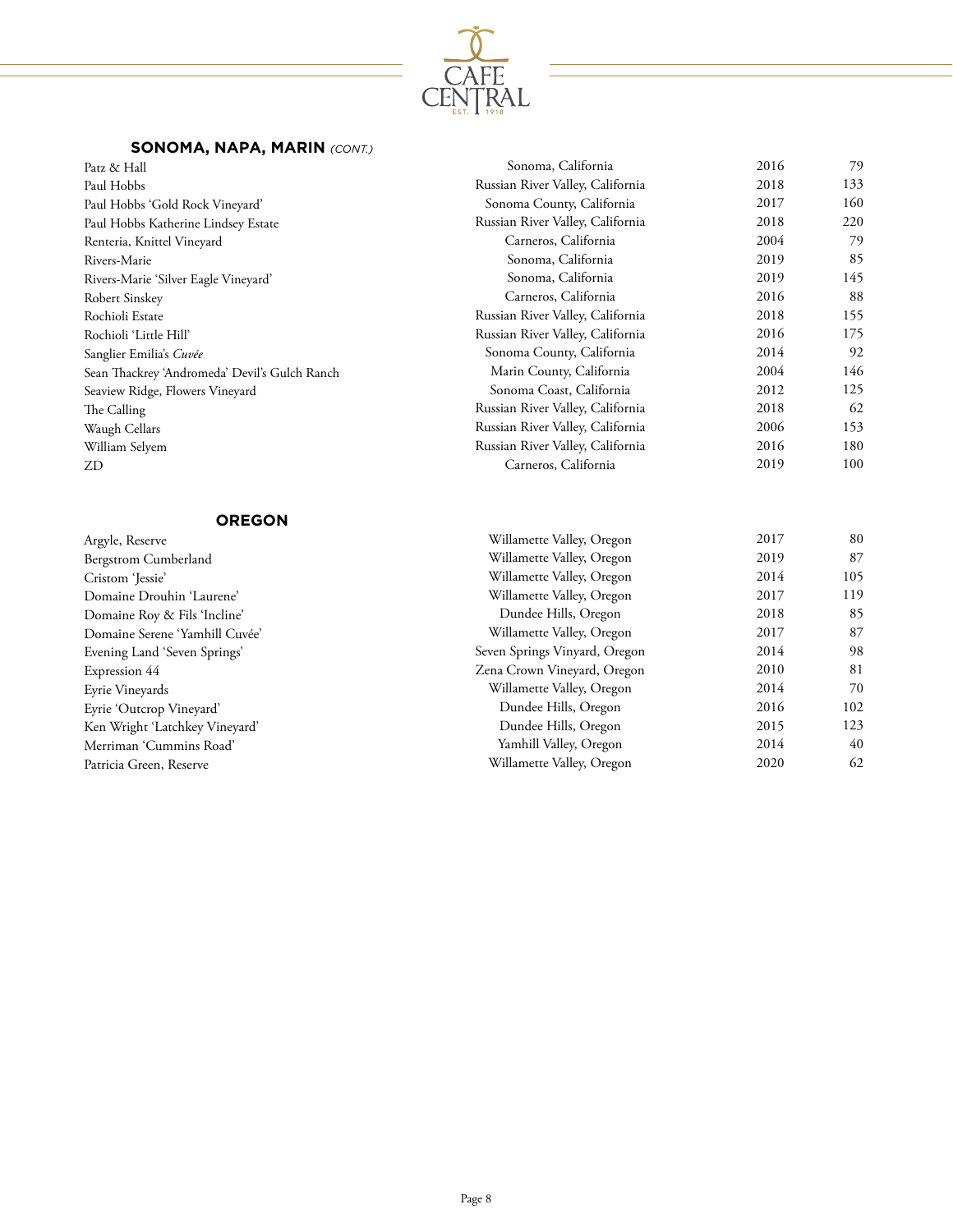## SONOMA, NAPA, MARIN *(CONT.)*

| | | | |
|---|---|---|---|
| Patz & Hall | Sonoma, California | 2016 | 79 |
| Paul Hobbs | Russian River Valley, California | 2018 | 133 |
| Paul Hobbs 'Gold Rock Vineyard' | Sonoma County, California | 2017 | 160 |
| Paul Hobbs Katherine Lindsey Estate | Russian River Valley, California | 2018 | 220 |
| Renteria, Knittel Vineyard | Carneros, California | 2004 | 79 |
| Rivers-Marie | Sonoma, California | 2019 | 85 |
| Rivers-Marie 'Silver Eagle Vineyard' | Sonoma, California | 2019 | 145 |
| Robert Sinskey | Carneros, California | 2016 | 88 |
| Rochioli Estate | Russian River Valley, California | 2018 | 155 |
| Rochioli 'Little Hill' | Russian River Valley, California | 2016 | 175 |
| Sanglier Emilia's *Cuvée* | Sonoma County, California | 2014 | 92 |
| Sean Thackrey 'Andromeda' Devil's Gulch Ranch | Marin County, California | 2004 | 146 |
| Seaview Ridge, Flowers Vineyard | Sonoma Coast, California | 2012 | 125 |
| The Calling | Russian River Valley, California | 2018 | 62 |
| Waugh Cellars | Russian River Valley, California | 2006 | 153 |
| William Selyem | Russian River Valley, California | 2016 | 180 |
| ZD | Carneros, California | 2019 | 100 |

## OREGON

| | | | |
|---|---|---|---|
| Argyle, Reserve | Willamette Valley, Oregon | 2017 | 80 |
| Bergstrom Cumberland | Willamette Valley, Oregon | 2019 | 87 |
| Cristom 'Jessie' | Willamette Valley, Oregon | 2014 | 105 |
| Domaine Drouhin 'Laurene' | Willamette Valley, Oregon | 2017 | 119 |
| Domaine Roy & Fils 'Incline' | Dundee Hills, Oregon | 2018 | 85 |
| Domaine Serene 'Yamhill Cuvée' | Willamette Valley, Oregon | 2017 | 87 |
| Evening Land 'Seven Springs' | Seven Springs Vinyard, Oregon | 2014 | 98 |
| Expression 44 | Zena Crown Vineyard, Oregon | 2010 | 81 |
| Eyrie Vineyards | Willamette Valley, Oregon | 2014 | 70 |
| Eyrie 'Outcrop Vineyard' | Dundee Hills, Oregon | 2016 | 102 |
| Ken Wright 'Latchkey Vineyard' | Dundee Hills, Oregon | 2015 | 123 |
| Merriman 'Cummins Road' | Yamhill Valley, Oregon | 2014 | 40 |
| Patricia Green, Reserve | Willamette Valley, Oregon | 2020 | 62 |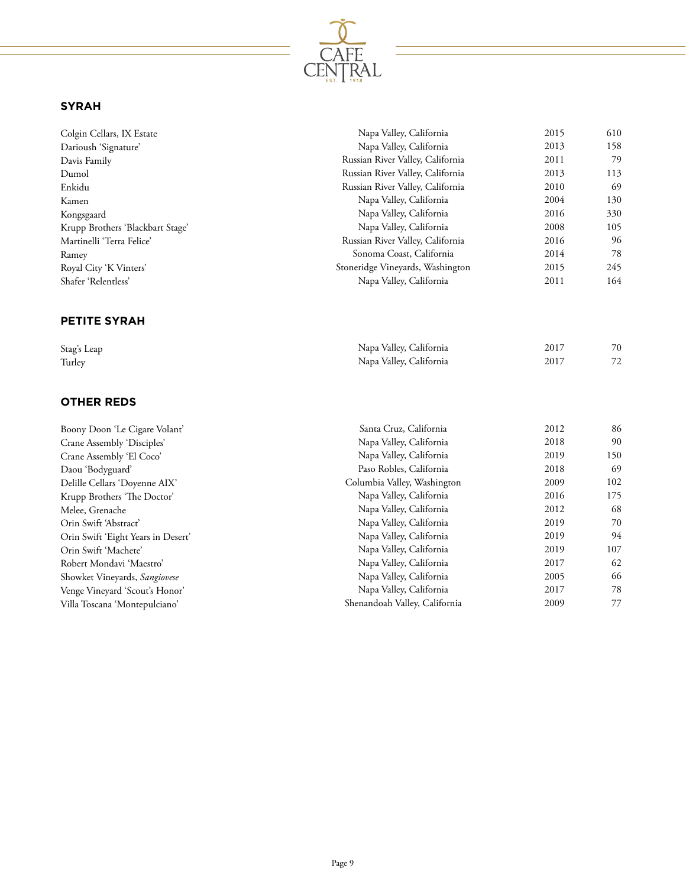## SYRAH

| | | | |
|---|---|---|---|
| Colgin Cellars, IX Estate | Napa Valley, California | 2015 | 610 |
| Darioush 'Signature' | Napa Valley, California | 2013 | 158 |
| Davis Family | Russian River Valley, California | 2011 | 79 |
| Dumol | Russian River Valley, California | 2013 | 113 |
| Enkidu | Russian River Valley, California | 2010 | 69 |
| Kamen | Napa Valley, California | 2004 | 130 |
| Kongsgaard | Napa Valley, California | 2016 | 330 |
| Krupp Brothers 'Blackbart Stage' | Napa Valley, California | 2008 | 105 |
| Martinelli 'Terra Felice' | Russian River Valley, California | 2016 | 96 |
| Ramey | Sonoma Coast, California | 2014 | 78 |
| Royal City 'K Vinters' | Stoneridge Vineyards, Washington | 2015 | 245 |
| Shafer 'Relentless' | Napa Valley, California | 2011 | 164 |

## PETITE SYRAH

| | | | |
|---|---|---|---|
| Stag's Leap | Napa Valley, California | 2017 | 70 |
| Turley | Napa Valley, California | 2017 | 72 |

## OTHER REDS

| | | | |
|---|---|---|---|
| Boony Doon 'Le Cigare Volant' | Santa Cruz, California | 2012 | 86 |
| Crane Assembly 'Disciples' | Napa Valley, California | 2018 | 90 |
| Crane Assembly 'El Coco' | Napa Valley, California | 2019 | 150 |
| Daou 'Bodyguard' | Paso Robles, California | 2018 | 69 |
| Delille Cellars 'Doyenne AIX' | Columbia Valley, Washington | 2009 | 102 |
| Krupp Brothers 'The Doctor' | Napa Valley, California | 2016 | 175 |
| Melee, Grenache | Napa Valley, California | 2012 | 68 |
| Orin Swift 'Abstract' | Napa Valley, California | 2019 | 70 |
| Orin Swift 'Eight Years in Desert' | Napa Valley, California | 2019 | 94 |
| Orin Swift 'Machete' | Napa Valley, California | 2019 | 107 |
| Robert Mondavi 'Maestro' | Napa Valley, California | 2017 | 62 |
| Showket Vineyards, *Sangiovese* | Napa Valley, California | 2005 | 66 |
| Venge Vineyard 'Scout's Honor' | Napa Valley, California | 2017 | 78 |
| Villa Toscana 'Montepulciano' | Shenandoah Valley, California | 2009 | 77 |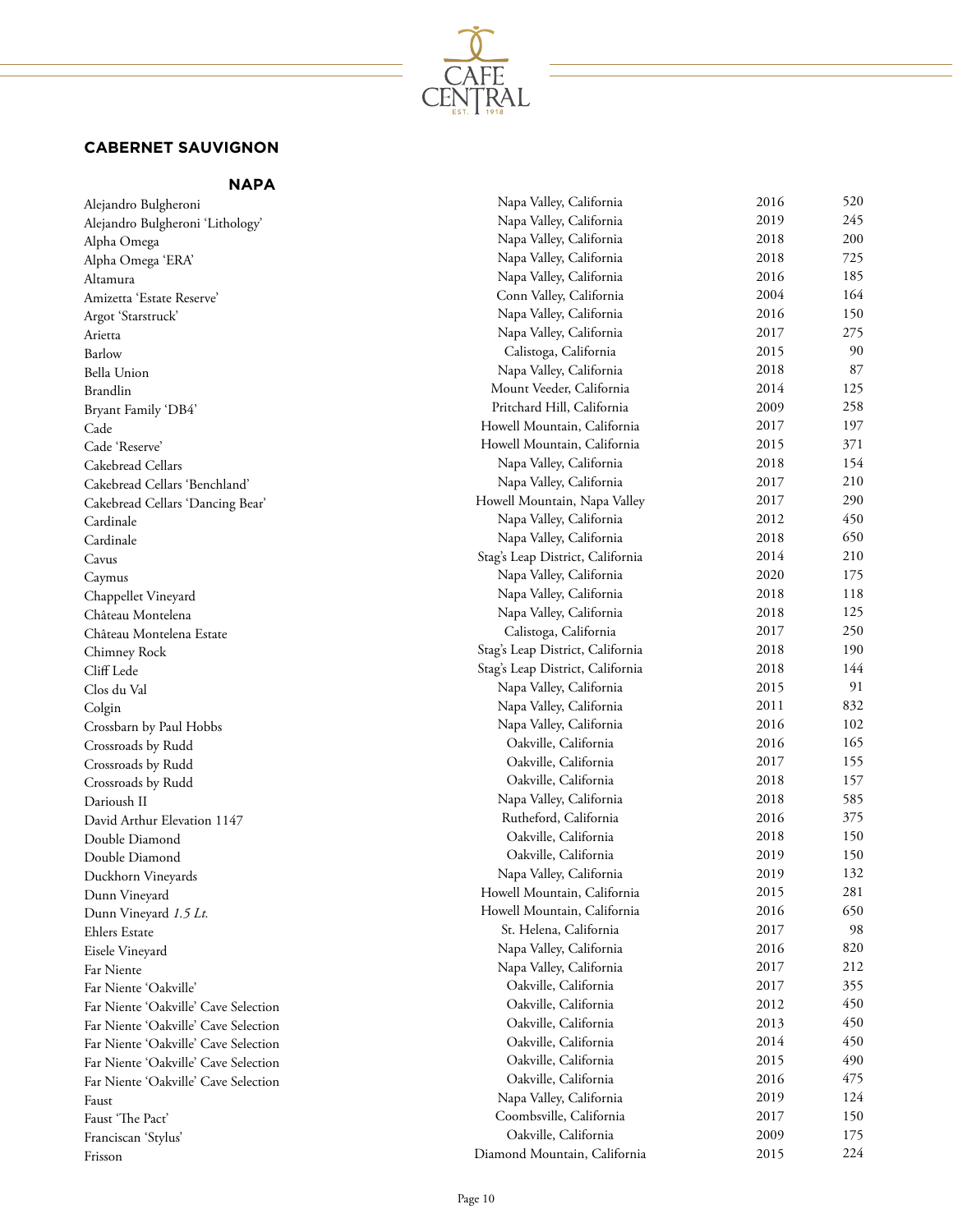## CABERNET SAUVIGNON

### NAPA

| | | | |
|---|---|---|---|
| Alejandro Bulgheroni | Napa Valley, California | 2016 | 520 |
| Alejandro Bulgheroni 'Lithology' | Napa Valley, California | 2019 | 245 |
| Alpha Omega | Napa Valley, California | 2018 | 200 |
| Alpha Omega 'ERA' | Napa Valley, California | 2018 | 725 |
| Altamura | Napa Valley, California | 2016 | 185 |
| Amizetta 'Estate Reserve' | Conn Valley, California | 2004 | 164 |
| Argot 'Starstruck' | Napa Valley, California | 2016 | 150 |
| Arietta | Napa Valley, California | 2017 | 275 |
| Barlow | Calistoga, California | 2015 | 90 |
| Bella Union | Napa Valley, California | 2018 | 87 |
| Brandlin | Mount Veeder, California | 2014 | 125 |
| Bryant Family 'DB4' | Pritchard Hill, California | 2009 | 258 |
| Cade | Howell Mountain, California | 2017 | 197 |
| Cade 'Reserve' | Howell Mountain, California | 2015 | 371 |
| Cakebread Cellars | Napa Valley, California | 2018 | 154 |
| Cakebread Cellars 'Benchland' | Napa Valley, California | 2017 | 210 |
| Cakebread Cellars 'Dancing Bear' | Howell Mountain, Napa Valley | 2017 | 290 |
| Cardinale | Napa Valley, California | 2012 | 450 |
| Cardinale | Napa Valley, California | 2018 | 650 |
| Cavus | Stag's Leap District, California | 2014 | 210 |
| Caymus | Napa Valley, California | 2020 | 175 |
| Chappellet Vineyard | Napa Valley, California | 2018 | 118 |
| Château Montelena | Napa Valley, California | 2018 | 125 |
| Château Montelena Estate | Calistoga, California | 2017 | 250 |
| Chimney Rock | Stag's Leap District, California | 2018 | 190 |
| Cliff Lede | Stag's Leap District, California | 2018 | 144 |
| Clos du Val | Napa Valley, California | 2015 | 91 |
| Colgin | Napa Valley, California | 2011 | 832 |
| Crossbarn by Paul Hobbs | Napa Valley, California | 2016 | 102 |
| Crossroads by Rudd | Oakville, California | 2016 | 165 |
| Crossroads by Rudd | Oakville, California | 2017 | 155 |
| Crossroads by Rudd | Oakville, California | 2018 | 157 |
| Darioush II | Napa Valley, California | 2018 | 585 |
| David Arthur Elevation 1147 | Rutheford, California | 2016 | 375 |
| Double Diamond | Oakville, California | 2018 | 150 |
| Double Diamond | Oakville, California | 2019 | 150 |
| Duckhorn Vineyards | Napa Valley, California | 2019 | 132 |
| Dunn Vineyard | Howell Mountain, California | 2015 | 281 |
| Dunn Vineyard *1.5 Lt.* | Howell Mountain, California | 2016 | 650 |
| Ehlers Estate | St. Helena, California | 2017 | 98 |
| Eisele Vineyard | Napa Valley, California | 2016 | 820 |
| Far Niente | Napa Valley, California | 2017 | 212 |
| Far Niente 'Oakville' | Oakville, California | 2017 | 355 |
| Far Niente 'Oakville' Cave Selection | Oakville, California | 2012 | 450 |
| Far Niente 'Oakville' Cave Selection | Oakville, California | 2013 | 450 |
| Far Niente 'Oakville' Cave Selection | Oakville, California | 2014 | 450 |
| Far Niente 'Oakville' Cave Selection | Oakville, California | 2015 | 490 |
| Far Niente 'Oakville' Cave Selection | Oakville, California | 2016 | 475 |
| Faust | Napa Valley, California | 2019 | 124 |
| Faust 'The Pact' | Coombsville, California | 2017 | 150 |
| Franciscan 'Stylus' | Oakville, California | 2009 | 175 |
| Frisson | Diamond Mountain, California | 2015 | 224 |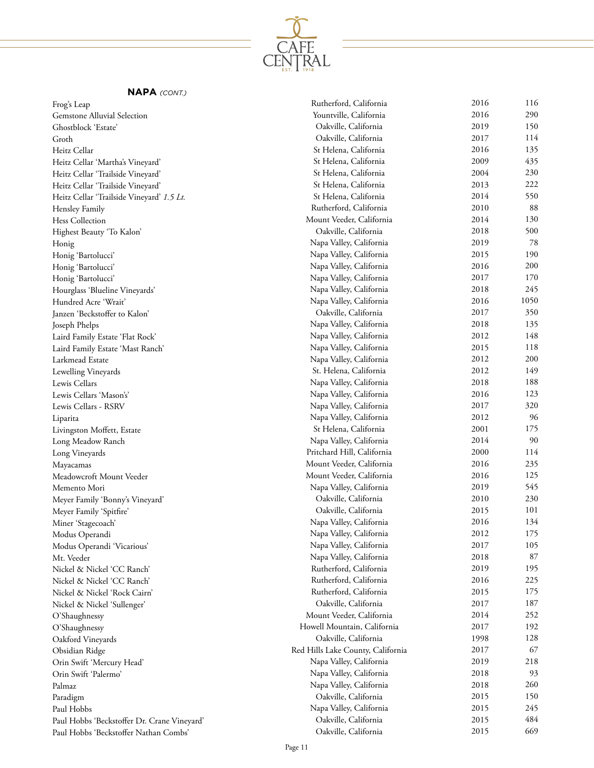## **NAPA** *(CONT.)*

| | | | |
|---|---|---|---|
| Frog's Leap | Rutherford, California | 2016 | 116 |
| Gemstone Alluvial Selection | Yountville, California | 2016 | 290 |
| Ghostblock 'Estate' | Oakville, California | 2019 | 150 |
| Groth | Oakville, California | 2017 | 114 |
| Heitz Cellar | St Helena, California | 2016 | 135 |
| Heitz Cellar 'Martha's Vineyard' | St Helena, California | 2009 | 435 |
| Heitz Cellar 'Trailside Vineyard' | St Helena, California | 2004 | 230 |
| Heitz Cellar 'Trailside Vineyard' | St Helena, California | 2013 | 222 |
| Heitz Cellar 'Trailside Vineyard' *1.5 Lt.* | St Helena, California | 2014 | 550 |
| Hensley Family | Rutherford, California | 2010 | 88 |
| Hess Collection | Mount Veeder, California | 2014 | 130 |
| Highest Beauty 'To Kalon' | Oakville, California | 2018 | 500 |
| Honig | Napa Valley, California | 2019 | 78 |
| Honig 'Bartolucci' | Napa Valley, California | 2015 | 190 |
| Honig 'Bartolucci' | Napa Valley, California | 2016 | 200 |
| Honig 'Bartolucci' | Napa Valley, California | 2017 | 170 |
| Hourglass 'Blueline Vineyards' | Napa Valley, California | 2018 | 245 |
| Hundred Acre 'Wrait' | Napa Valley, California | 2016 | 1050 |
| Janzen 'Beckstoffer to Kalon' | Oakville, California | 2017 | 350 |
| Joseph Phelps | Napa Valley, California | 2018 | 135 |
| Laird Family Estate 'Flat Rock' | Napa Valley, California | 2012 | 148 |
| Laird Family Estate 'Mast Ranch' | Napa Valley, California | 2015 | 118 |
| Larkmead Estate | Napa Valley, California | 2012 | 200 |
| Lewelling Vineyards | St. Helena, California | 2012 | 149 |
| Lewis Cellars | Napa Valley, California | 2018 | 188 |
| Lewis Cellars 'Mason's' | Napa Valley, California | 2016 | 123 |
| Lewis Cellars - RSRV | Napa Valley, California | 2017 | 320 |
| Liparita | Napa Valley, California | 2012 | 96 |
| Livingston Moffett, Estate | St Helena, California | 2001 | 175 |
| Long Meadow Ranch | Napa Valley, California | 2014 | 90 |
| Long Vineyards | Pritchard Hill, California | 2000 | 114 |
| Mayacamas | Mount Veeder, California | 2016 | 235 |
| Meadowcroft Mount Veeder | Mount Veeder, California | 2016 | 125 |
| Memento Mori | Napa Valley, California | 2019 | 545 |
| Meyer Family 'Bonny's Vineyard' | Oakville, California | 2010 | 230 |
| Meyer Family 'Spitfire' | Oakville, California | 2015 | 101 |
| Miner 'Stagecoach' | Napa Valley, California | 2016 | 134 |
| Modus Operandi | Napa Valley, California | 2012 | 175 |
| Modus Operandi 'Vicarious' | Napa Valley, California | 2017 | 105 |
| Mt. Veeder | Napa Valley, California | 2018 | 87 |
| Nickel & Nickel 'CC Ranch' | Rutherford, California | 2019 | 195 |
| Nickel & Nickel 'CC Ranch' | Rutherford, California | 2016 | 225 |
| Nickel & Nickel 'Rock Cairn' | Rutherford, California | 2015 | 175 |
| Nickel & Nickel 'Sullenger' | Oakville, California | 2017 | 187 |
| O'Shaughnessy | Mount Veeder, California | 2014 | 252 |
| O'Shaughnessy | Howell Mountain, California | 2017 | 192 |
| Oakford Vineyards | Oakville, California | 1998 | 128 |
| Obsidian Ridge | Red Hills Lake County, California | 2017 | 67 |
| Orin Swift 'Mercury Head' | Napa Valley, California | 2019 | 218 |
| Orin Swift 'Palermo' | Napa Valley, California | 2018 | 93 |
| Palmaz | Napa Valley, California | 2018 | 260 |
| Paradigm | Oakville, California | 2015 | 150 |
| Paul Hobbs | Napa Valley, California | 2015 | 245 |
| Paul Hobbs 'Beckstoffer Dr. Crane Vineyard' | Oakville, California | 2015 | 484 |
| Paul Hobbs 'Beckstoffer Nathan Combs' | Oakville, California | 2015 | 669 |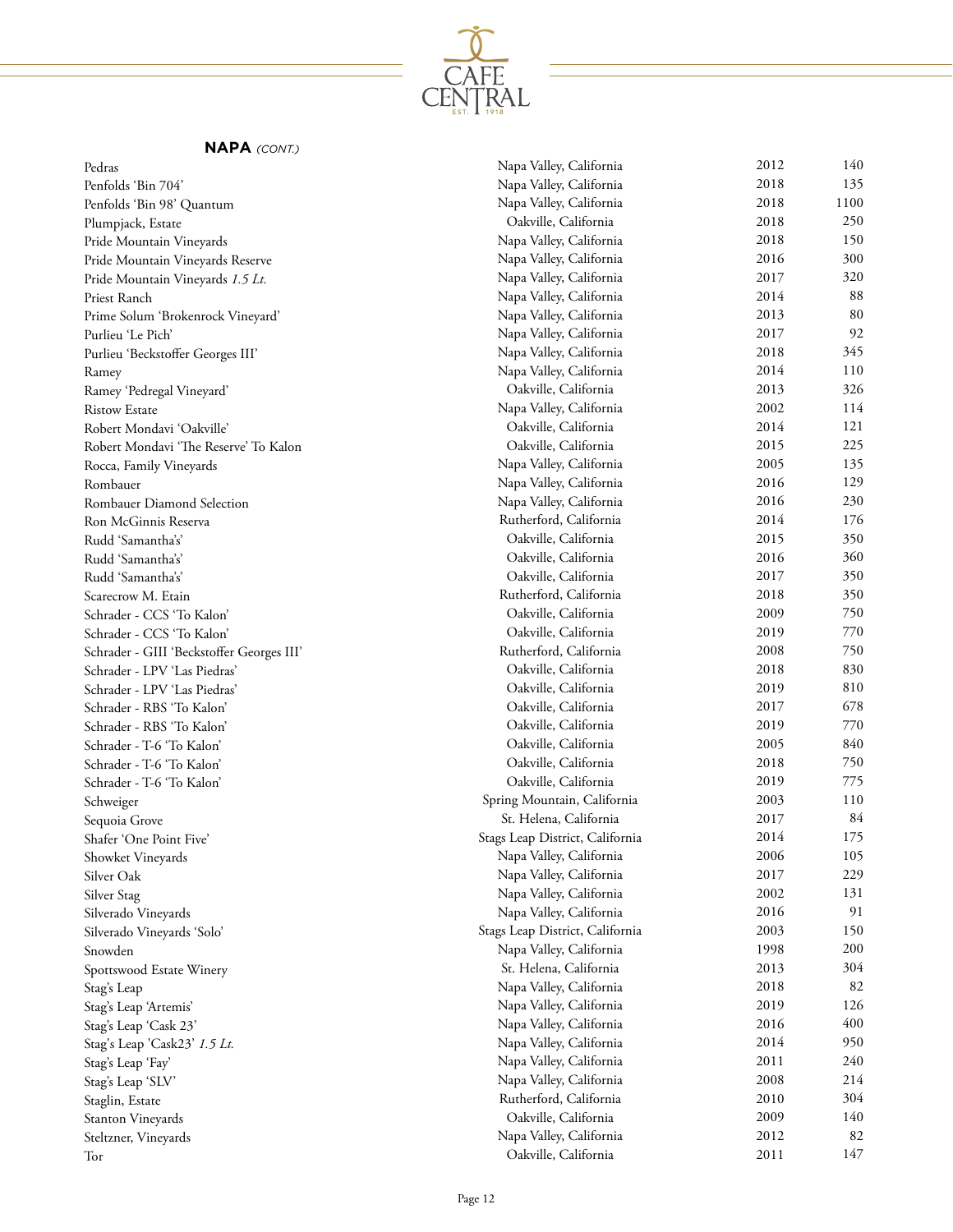## **NAPA** *(CONT.)*

| Wine | Region | Vintage | Price |
|---|---|---|---|
| Pedras | Napa Valley, California | 2012 | 140 |
| Penfolds 'Bin 704' | Napa Valley, California | 2018 | 135 |
| Penfolds 'Bin 98' Quantum | Napa Valley, California | 2018 | 1100 |
| Plumpjack, Estate | Oakville, California | 2018 | 250 |
| Pride Mountain Vineyards | Napa Valley, California | 2018 | 150 |
| Pride Mountain Vineyards Reserve | Napa Valley, California | 2016 | 300 |
| Pride Mountain Vineyards *1.5 Lt.* | Napa Valley, California | 2017 | 320 |
| Priest Ranch | Napa Valley, California | 2014 | 88 |
| Prime Solum 'Brokenrock Vineyard' | Napa Valley, California | 2013 | 80 |
| Purlieu 'Le Pich' | Napa Valley, California | 2017 | 92 |
| Purlieu 'Beckstoffer Georges III' | Napa Valley, California | 2018 | 345 |
| Ramey | Napa Valley, California | 2014 | 110 |
| Ramey 'Pedregal Vineyard' | Oakville, California | 2013 | 326 |
| Ristow Estate | Napa Valley, California | 2002 | 114 |
| Robert Mondavi 'Oakville' | Oakville, California | 2014 | 121 |
| Robert Mondavi 'The Reserve' To Kalon | Oakville, California | 2015 | 225 |
| Rocca, Family Vineyards | Napa Valley, California | 2005 | 135 |
| Rombauer | Napa Valley, California | 2016 | 129 |
| Rombauer Diamond Selection | Napa Valley, California | 2016 | 230 |
| Ron McGinnis Reserva | Rutherford, California | 2014 | 176 |
| Rudd 'Samantha's' | Oakville, California | 2015 | 350 |
| Rudd 'Samantha's' | Oakville, California | 2016 | 360 |
| Rudd 'Samantha's' | Oakville, California | 2017 | 350 |
| Scarecrow M. Etain | Rutherford, California | 2018 | 350 |
| Schrader - CCS 'To Kalon' | Oakville, California | 2009 | 750 |
| Schrader - CCS 'To Kalon' | Oakville, California | 2019 | 770 |
| Schrader - GIII 'Beckstoffer Georges III' | Rutherford, California | 2008 | 750 |
| Schrader - LPV 'Las Piedras' | Oakville, California | 2018 | 830 |
| Schrader - LPV 'Las Piedras' | Oakville, California | 2019 | 810 |
| Schrader - RBS 'To Kalon' | Oakville, California | 2017 | 678 |
| Schrader - RBS 'To Kalon' | Oakville, California | 2019 | 770 |
| Schrader - T-6 'To Kalon' | Oakville, California | 2005 | 840 |
| Schrader - T-6 'To Kalon' | Oakville, California | 2018 | 750 |
| Schrader - T-6 'To Kalon' | Oakville, California | 2019 | 775 |
| Schweiger | Spring Mountain, California | 2003 | 110 |
| Sequoia Grove | St. Helena, California | 2017 | 84 |
| Shafer 'One Point Five' | Stags Leap District, California | 2014 | 175 |
| Showket Vineyards | Napa Valley, California | 2006 | 105 |
| Silver Oak | Napa Valley, California | 2017 | 229 |
| Silver Stag | Napa Valley, California | 2002 | 131 |
| Silverado Vineyards | Napa Valley, California | 2016 | 91 |
| Silverado Vineyards 'Solo' | Stags Leap District, California | 2003 | 150 |
| Snowden | Napa Valley, California | 1998 | 200 |
| Spottswood Estate Winery | St. Helena, California | 2013 | 304 |
| Stag's Leap | Napa Valley, California | 2018 | 82 |
| Stag's Leap 'Artemis' | Napa Valley, California | 2019 | 126 |
| Stag's Leap 'Cask 23' | Napa Valley, California | 2016 | 400 |
| Stag's Leap 'Cask23' *1.5 Lt.* | Napa Valley, California | 2014 | 950 |
| Stag's Leap 'Fay' | Napa Valley, California | 2011 | 240 |
| Stag's Leap 'SLV' | Napa Valley, California | 2008 | 214 |
| Staglin, Estate | Rutherford, California | 2010 | 304 |
| Stanton Vineyards | Oakville, California | 2009 | 140 |
| Steltzner, Vineyards | Napa Valley, California | 2012 | 82 |
| Tor | Oakville, California | 2011 | 147 |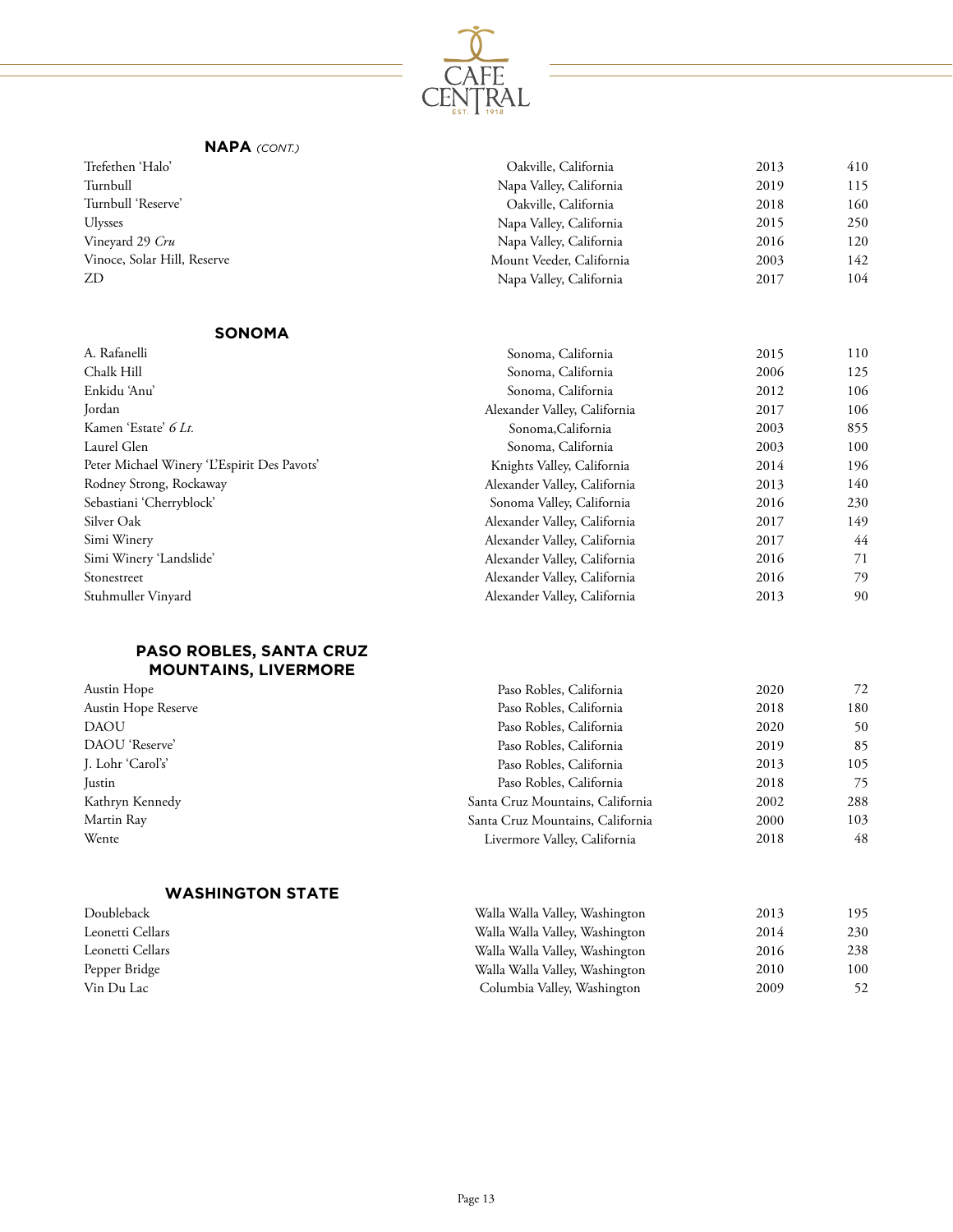## NAPA *(CONT.)*

| | | | |
|---|---|---|---|
| Trefethen 'Halo' | Oakville, California | 2013 | 410 |
| Turnbull | Napa Valley, California | 2019 | 115 |
| Turnbull 'Reserve' | Oakville, California | 2018 | 160 |
| Ulysses | Napa Valley, California | 2015 | 250 |
| Vineyard 29 *Cru* | Napa Valley, California | 2016 | 120 |
| Vinoce, Solar Hill, Reserve | Mount Veeder, California | 2003 | 142 |
| ZD | Napa Valley, California | 2017 | 104 |

## SONOMA

| | | | |
|---|---|---|---|
| A. Rafanelli | Sonoma, California | 2015 | 110 |
| Chalk Hill | Sonoma, California | 2006 | 125 |
| Enkidu 'Anu' | Sonoma, California | 2012 | 106 |
| Jordan | Alexander Valley, California | 2017 | 106 |
| Kamen 'Estate' *6 Lt.* | Sonoma,California | 2003 | 855 |
| Laurel Glen | Sonoma, California | 2003 | 100 |
| Peter Michael Winery 'L'Espirit Des Pavots' | Knights Valley, California | 2014 | 196 |
| Rodney Strong, Rockaway | Alexander Valley, California | 2013 | 140 |
| Sebastiani 'Cherryblock' | Sonoma Valley, California | 2016 | 230 |
| Silver Oak | Alexander Valley, California | 2017 | 149 |
| Simi Winery | Alexander Valley, California | 2017 | 44 |
| Simi Winery 'Landslide' | Alexander Valley, California | 2016 | 71 |
| Stonestreet | Alexander Valley, California | 2016 | 79 |
| Stuhmuller Vinyard | Alexander Valley, California | 2013 | 90 |

## PASO ROBLES, SANTA CRUZ MOUNTAINS, LIVERMORE

| | | | |
|---|---|---|---|
| Austin Hope | Paso Robles, California | 2020 | 72 |
| Austin Hope Reserve | Paso Robles, California | 2018 | 180 |
| DAOU | Paso Robles, California | 2020 | 50 |
| DAOU 'Reserve' | Paso Robles, California | 2019 | 85 |
| J. Lohr 'Carol's' | Paso Robles, California | 2013 | 105 |
| Justin | Paso Robles, California | 2018 | 75 |
| Kathryn Kennedy | Santa Cruz Mountains, California | 2002 | 288 |
| Martin Ray | Santa Cruz Mountains, California | 2000 | 103 |
| Wente | Livermore Valley, California | 2018 | 48 |

## WASHINGTON STATE

| | | | |
|---|---|---|---|
| Doubleback | Walla Walla Valley, Washington | 2013 | 195 |
| Leonetti Cellars | Walla Walla Valley, Washington | 2014 | 230 |
| Leonetti Cellars | Walla Walla Valley, Washington | 2016 | 238 |
| Pepper Bridge | Walla Walla Valley, Washington | 2010 | 100 |
| Vin Du Lac | Columbia Valley, Washington | 2009 | 52 |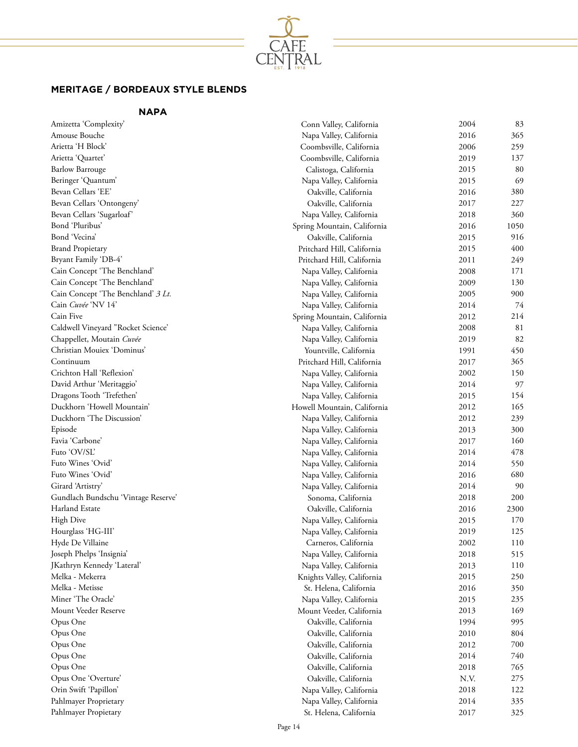## MERITAGE / BORDEAUX STYLE BLENDS

### NAPA

| | | | |
|---|---|---|---|
| Amizetta 'Complexity' | Conn Valley, California | 2004 | 83 |
| Amouse Bouche | Napa Valley, California | 2016 | 365 |
| Arietta 'H Block' | Coombsville, California | 2006 | 259 |
| Arietta 'Quartet' | Coombsville, California | 2019 | 137 |
| Barlow Barrouge | Calistoga, California | 2015 | 80 |
| Beringer 'Quantum' | Napa Valley, California | 2015 | 69 |
| Bevan Cellars 'EE' | Oakville, California | 2016 | 380 |
| Bevan Cellars 'Ontongeny' | Oakville, California | 2017 | 227 |
| Bevan Cellars 'Sugarloaf' | Napa Valley, California | 2018 | 360 |
| Bond 'Pluribus' | Spring Mountain, California | 2016 | 1050 |
| Bond 'Vecina' | Oakville, California | 2015 | 916 |
| Brand Propietary | Pritchard Hill, California | 2015 | 400 |
| Bryant Family 'DB-4' | Pritchard Hill, California | 2011 | 249 |
| Cain Concept 'The Benchland' | Napa Valley, California | 2008 | 171 |
| Cain Concept 'The Benchland' | Napa Valley, California | 2009 | 130 |
| Cain Concept 'The Benchland' *3 Lt.* | Napa Valley, California | 2005 | 900 |
| Cain *Cuvée* 'NV 14' | Napa Valley, California | 2014 | 74 |
| Cain Five | Spring Mountain, California | 2012 | 214 |
| Caldwell Vineyard "Rocket Science' | Napa Valley, California | 2008 | 81 |
| Chappellet, Moutain *Cuvée* | Napa Valley, California | 2019 | 82 |
| Christian Mouiex 'Dominus' | Yountville, California | 1991 | 450 |
| Continuum | Pritchard Hill, California | 2017 | 365 |
| Crichton Hall 'Reflexion' | Napa Valley, California | 2002 | 150 |
| David Arthur 'Meritaggio' | Napa Valley, California | 2014 | 97 |
| Dragons Tooth 'Trefethen' | Napa Valley, California | 2015 | 154 |
| Duckhorn 'Howell Mountain' | Howell Mountain, California | 2012 | 165 |
| Duckhorn 'The Discussion' | Napa Valley, California | 2012 | 239 |
| Episode | Napa Valley, California | 2013 | 300 |
| Favia 'Carbone' | Napa Valley, California | 2017 | 160 |
| Futo 'OV/SL' | Napa Valley, California | 2014 | 478 |
| Futo Wines 'Ovid' | Napa Valley, California | 2014 | 550 |
| Futo Wines 'Ovid' | Napa Valley, California | 2016 | 680 |
| Girard 'Artistry' | Napa Valley, California | 2014 | 90 |
| Gundlach Bundschu 'Vintage Reserve' | Sonoma, California | 2018 | 200 |
| Harland Estate | Oakville, California | 2016 | 2300 |
| High Dive | Napa Valley, California | 2015 | 170 |
| Hourglass 'HG-III' | Napa Valley, California | 2019 | 125 |
| Hyde De Villaine | Carneros, California | 2002 | 110 |
| Joseph Phelps 'Insignia' | Napa Valley, California | 2018 | 515 |
| JKathryn Kennedy 'Lateral' | Napa Valley, California | 2013 | 110 |
| Melka - Mekerra | Knights Valley, California | 2015 | 250 |
| Melka - Metisse | St. Helena, California | 2016 | 350 |
| Miner 'The Oracle' | Napa Valley, California | 2015 | 235 |
| Mount Veeder Reserve | Mount Veeder, California | 2013 | 169 |
| Opus One | Oakville, California | 1994 | 995 |
| Opus One | Oakville, California | 2010 | 804 |
| Opus One | Oakville, California | 2012 | 700 |
| Opus One | Oakville, California | 2014 | 740 |
| Opus One | Oakville, California | 2018 | 765 |
| Opus One 'Overture' | Oakville, California | N.V. | 275 |
| Orin Swift 'Papillon' | Napa Valley, California | 2018 | 122 |
| Pahlmayer Proprietary | Napa Valley, California | 2014 | 335 |
| Pahlmayer Propietary | St. Helena, California | 2017 | 325 |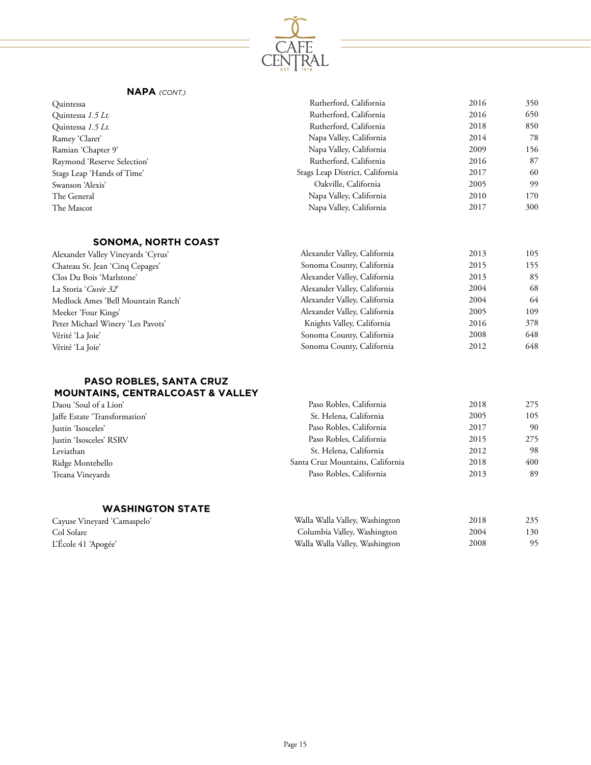## NAPA *(CONT.)*

| | | | |
|---|---|---|---|
| Quintessa | Rutherford, California | 2016 | 350 |
| Quintessa *1.5 Lt.* | Rutherford, California | 2016 | 650 |
| Quintessa *1.5 Lt.* | Rutherford, California | 2018 | 850 |
| Ramey 'Claret' | Napa Valley, California | 2014 | 78 |
| Ramian 'Chapter 9' | Napa Valley, California | 2009 | 156 |
| Raymond 'Reserve Selection' | Rutherford, California | 2016 | 87 |
| Stags Leap 'Hands of Time' | Stags Leap District, California | 2017 | 60 |
| Swanson 'Alexis' | Oakville, California | 2005 | 99 |
| The General | Napa Valley, California | 2010 | 170 |
| The Mascot | Napa Valley, California | 2017 | 300 |

## SONOMA, NORTH COAST

| | | | |
|---|---|---|---|
| Alexander Valley Vineyards 'Cyrus' | Alexander Valley, California | 2013 | 105 |
| Chateau St. Jean 'Cinq Cepages' | Sonoma County, California | 2015 | 155 |
| Clos Du Bois 'Marlstone' | Alexander Valley, California | 2013 | 85 |
| La Storia '*Cuvée 32*' | Alexander Valley, California | 2004 | 68 |
| Medlock Ames 'Bell Mountain Ranch' | Alexander Valley, California | 2004 | 64 |
| Meeker 'Four Kings' | Alexander Valley, California | 2005 | 109 |
| Peter Michael Winery 'Les Pavots' | Knights Valley, California | 2016 | 378 |
| Vérité 'La Joie' | Sonoma County, California | 2008 | 648 |
| Vérité 'La Joie' | Sonoma County, California | 2012 | 648 |

## PASO ROBLES, SANTA CRUZ MOUNTAINS, CENTRALCOAST & VALLEY

| | | | |
|---|---|---|---|
| Daou 'Soul of a Lion' | Paso Robles, California | 2018 | 275 |
| Jaffe Estate 'Transformation' | St. Helena, California | 2005 | 105 |
| Justin 'Isosceles' | Paso Robles, California | 2017 | 90 |
| Justin 'Isosceles' RSRV | Paso Robles, California | 2015 | 275 |
| Leviathan | St. Helena, California | 2012 | 98 |
| Ridge Montebello | Santa Cruz Mountains, California | 2018 | 400 |
| Treana Vineyards | Paso Robles, California | 2013 | 89 |

## WASHINGTON STATE

| | | | |
|---|---|---|---|
| Cayuse Vineyard 'Camaspelo' | Walla Walla Valley, Washington | 2018 | 235 |
| Col Solare | Columbia Valley, Washington | 2004 | 130 |
| L'École 41 'Apogée' | Walla Walla Valley, Washington | 2008 | 95 |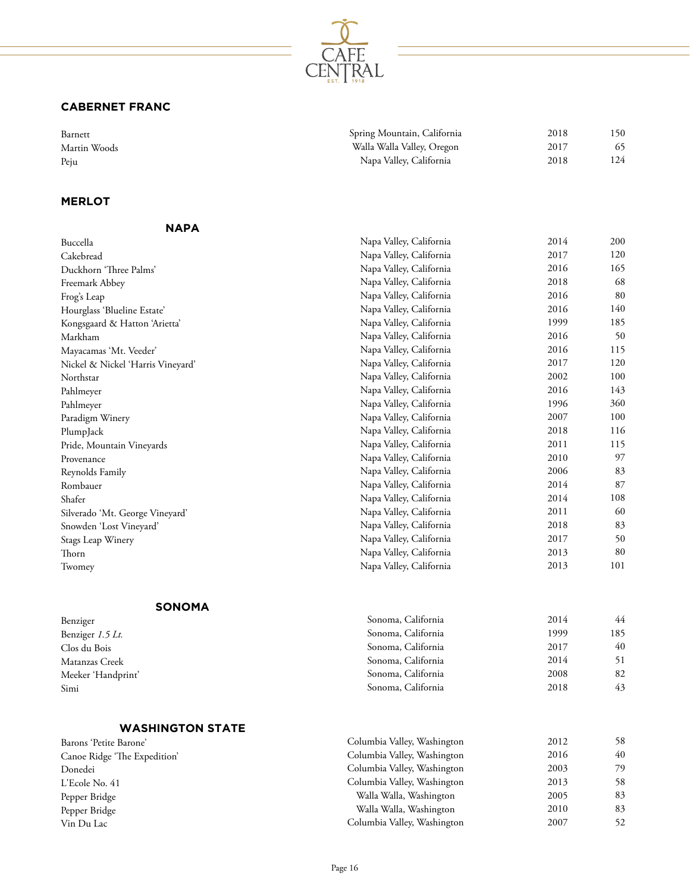## CABERNET FRANC

| | | | |
|---|---|---|---|
| Barnett | Spring Mountain, California | 2018 | 150 |
| Martin Woods | Walla Walla Valley, Oregon | 2017 | 65 |
| Peju | Napa Valley, California | 2018 | 124 |

## MERLOT

### NAPA

| | | | |
|---|---|---|---|
| Buccella | Napa Valley, California | 2014 | 200 |
| Cakebread | Napa Valley, California | 2017 | 120 |
| Duckhorn 'Three Palms' | Napa Valley, California | 2016 | 165 |
| Freemark Abbey | Napa Valley, California | 2018 | 68 |
| Frog's Leap | Napa Valley, California | 2016 | 80 |
| Hourglass 'Blueline Estate' | Napa Valley, California | 2016 | 140 |
| Kongsgaard & Hatton 'Arietta' | Napa Valley, California | 1999 | 185 |
| Markham | Napa Valley, California | 2016 | 50 |
| Mayacamas 'Mt. Veeder' | Napa Valley, California | 2016 | 115 |
| Nickel & Nickel 'Harris Vineyard' | Napa Valley, California | 2017 | 120 |
| Northstar | Napa Valley, California | 2002 | 100 |
| Pahlmeyer | Napa Valley, California | 2016 | 143 |
| Pahlmeyer | Napa Valley, California | 1996 | 360 |
| Paradigm Winery | Napa Valley, California | 2007 | 100 |
| PlumpJack | Napa Valley, California | 2018 | 116 |
| Pride, Mountain Vineyards | Napa Valley, California | 2011 | 115 |
| Provenance | Napa Valley, California | 2010 | 97 |
| Reynolds Family | Napa Valley, California | 2006 | 83 |
| Rombauer | Napa Valley, California | 2014 | 87 |
| Shafer | Napa Valley, California | 2014 | 108 |
| Silverado 'Mt. George Vineyard' | Napa Valley, California | 2011 | 60 |
| Snowden 'Lost Vineyard' | Napa Valley, California | 2018 | 83 |
| Stags Leap Winery | Napa Valley, California | 2017 | 50 |
| Thorn | Napa Valley, California | 2013 | 80 |
| Twomey | Napa Valley, California | 2013 | 101 |

### SONOMA

| | | | |
|---|---|---|---|
| Benziger | Sonoma, California | 2014 | 44 |
| Benziger *1.5 Lt.* | Sonoma, California | 1999 | 185 |
| Clos du Bois | Sonoma, California | 2017 | 40 |
| Matanzas Creek | Sonoma, California | 2014 | 51 |
| Meeker 'Handprint' | Sonoma, California | 2008 | 82 |
| Simi | Sonoma, California | 2018 | 43 |

### WASHINGTON STATE

| | | | |
|---|---|---|---|
| Barons 'Petite Barone' | Columbia Valley, Washington | 2012 | 58 |
| Canoe Ridge 'The Expedition' | Columbia Valley, Washington | 2016 | 40 |
| Donedei | Columbia Valley, Washington | 2003 | 79 |
| L'Ecole No. 41 | Columbia Valley, Washington | 2013 | 58 |
| Pepper Bridge | Walla Walla, Washington | 2005 | 83 |
| Pepper Bridge | Walla Walla, Washington | 2010 | 83 |
| Vin Du Lac | Columbia Valley, Washington | 2007 | 52 |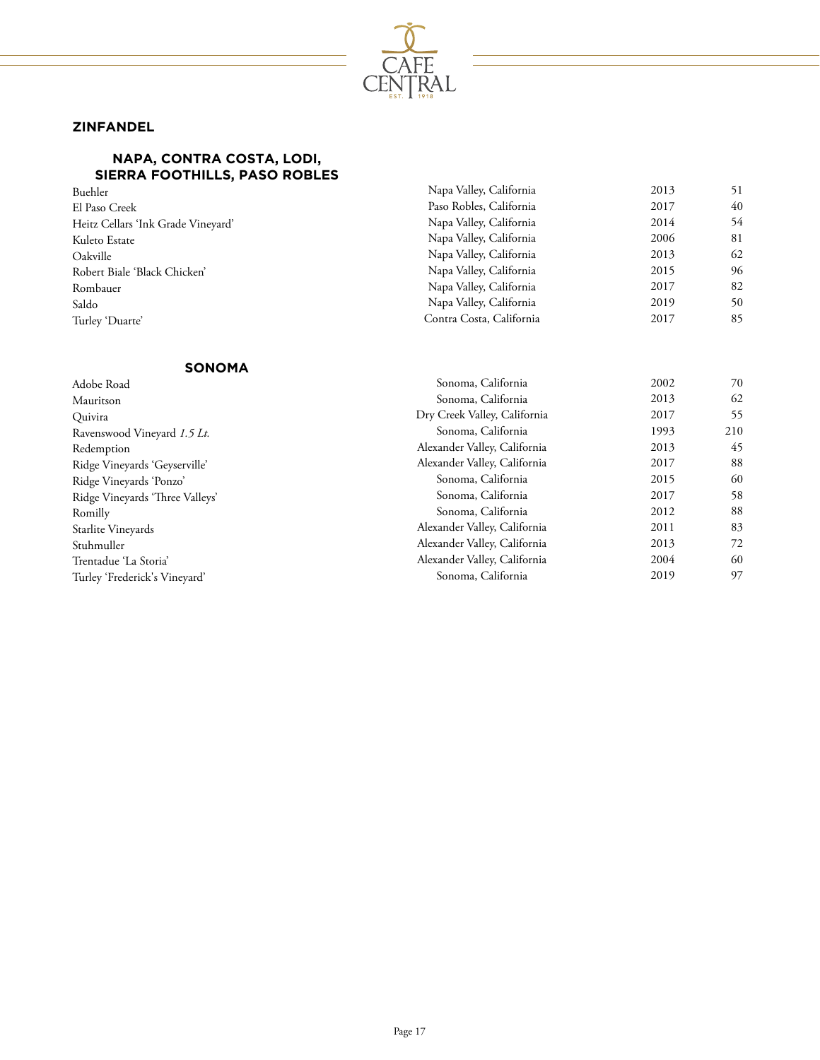## ZINFANDEL

### NAPA, CONTRA COSTA, LODI, SIERRA FOOTHILLS, PASO ROBLES

| Wine | Region | Vintage | Price |
|---|---|---|---|
| Buehler | Napa Valley, California | 2013 | 51 |
| El Paso Creek | Paso Robles, California | 2017 | 40 |
| Heitz Cellars 'Ink Grade Vineyard' | Napa Valley, California | 2014 | 54 |
| Kuleto Estate | Napa Valley, California | 2006 | 81 |
| Oakville | Napa Valley, California | 2013 | 62 |
| Robert Biale 'Black Chicken' | Napa Valley, California | 2015 | 96 |
| Rombauer | Napa Valley, California | 2017 | 82 |
| Saldo | Napa Valley, California | 2019 | 50 |
| Turley 'Duarte' | Contra Costa, California | 2017 | 85 |

### SONOMA

| Wine | Region | Vintage | Price |
|---|---|---|---|
| Adobe Road | Sonoma, California | 2002 | 70 |
| Mauritson | Sonoma, California | 2013 | 62 |
| Quivira | Dry Creek Valley, California | 2017 | 55 |
| Ravenswood Vineyard *1.5 Lt.* | Sonoma, California | 1993 | 210 |
| Redemption | Alexander Valley, California | 2013 | 45 |
| Ridge Vineyards 'Geyserville' | Alexander Valley, California | 2017 | 88 |
| Ridge Vineyards 'Ponzo' | Sonoma, California | 2015 | 60 |
| Ridge Vineyards 'Three Valleys' | Sonoma, California | 2017 | 58 |
| Romilly | Sonoma, California | 2012 | 88 |
| Starlite Vineyards | Alexander Valley, California | 2011 | 83 |
| Stuhmuller | Alexander Valley, California | 2013 | 72 |
| Trentadue 'La Storia' | Alexander Valley, California | 2004 | 60 |
| Turley 'Frederick's Vineyard' | Sonoma, California | 2019 | 97 |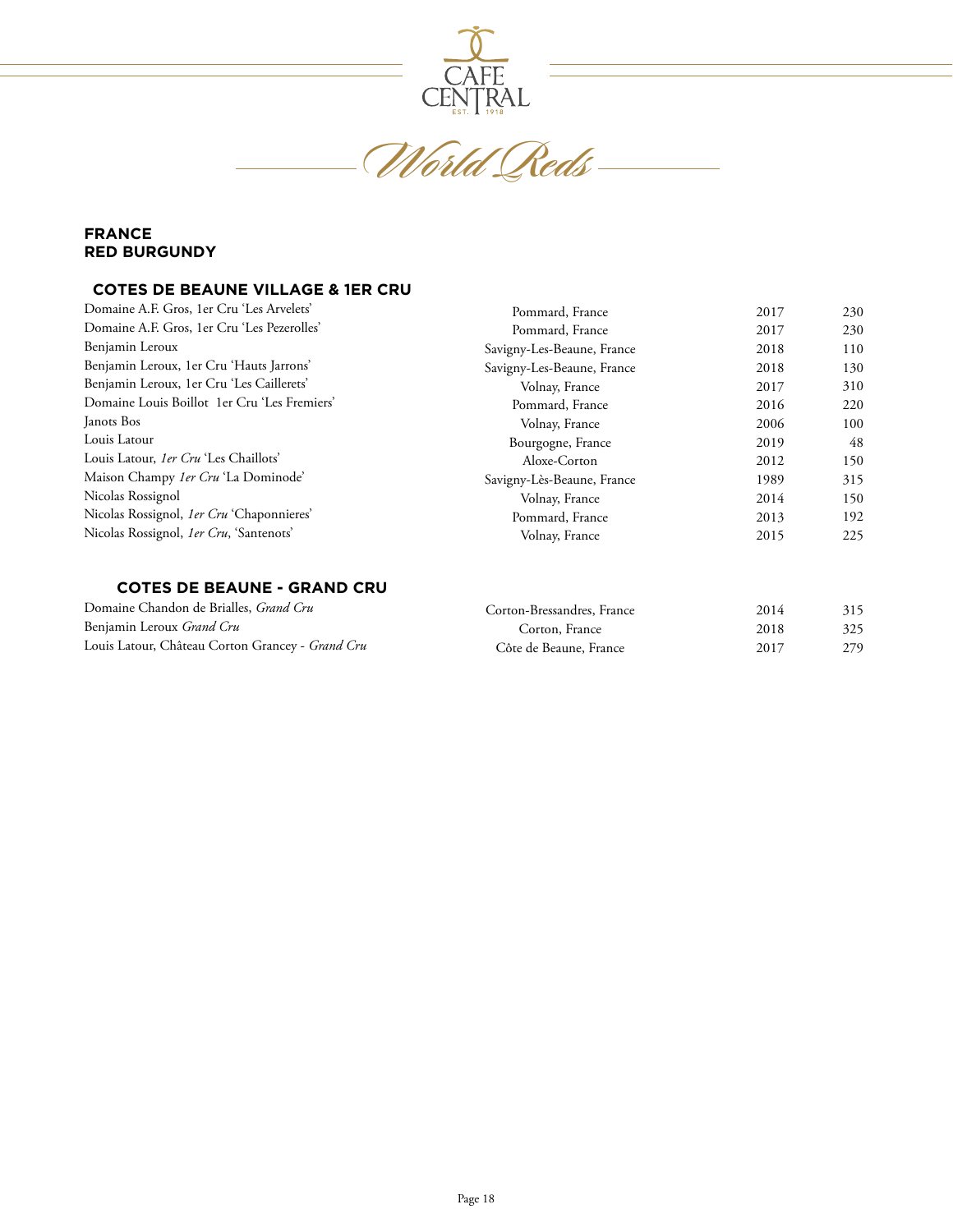# World Reds

## FRANCE
## RED BURGUNDY

### COTES DE BEAUNE VILLAGE & 1ER CRU

| Wine | Region | Vintage | Price |
|---|---|---|---|
| Domaine A.F. Gros, 1er Cru 'Les Arvelets' | Pommard, France | 2017 | 230 |
| Domaine A.F. Gros, 1er Cru 'Les Pezerolles' | Pommard, France | 2017 | 230 |
| Benjamin Leroux | Savigny-Les-Beaune, France | 2018 | 110 |
| Benjamin Leroux, 1er Cru 'Hauts Jarrons' | Savigny-Les-Beaune, France | 2018 | 130 |
| Benjamin Leroux, 1er Cru 'Les Caillerets' | Volnay, France | 2017 | 310 |
| Domaine Louis Boillot 1er Cru 'Les Fremiers' | Pommard, France | 2016 | 220 |
| Janots Bos | Volnay, France | 2006 | 100 |
| Louis Latour | Bourgogne, France | 2019 | 48 |
| Louis Latour, *1er Cru* 'Les Chaillots' | Aloxe-Corton | 2012 | 150 |
| Maison Champy *1er Cru* 'La Dominode' | Savigny-Lès-Beaune, France | 1989 | 315 |
| Nicolas Rossignol | Volnay, France | 2014 | 150 |
| Nicolas Rossignol, *1er Cru* 'Chaponnieres' | Pommard, France | 2013 | 192 |
| Nicolas Rossignol, *1er Cru*, 'Santenots' | Volnay, France | 2015 | 225 |

### COTES DE BEAUNE - GRAND CRU

| Wine | Region | Vintage | Price |
|---|---|---|---|
| Domaine Chandon de Brialles, *Grand Cru* | Corton-Bressandres, France | 2014 | 315 |
| Benjamin Leroux *Grand Cru* | Corton, France | 2018 | 325 |
| Louis Latour, Château Corton Grancey - *Grand Cru* | Côte de Beaune, France | 2017 | 279 |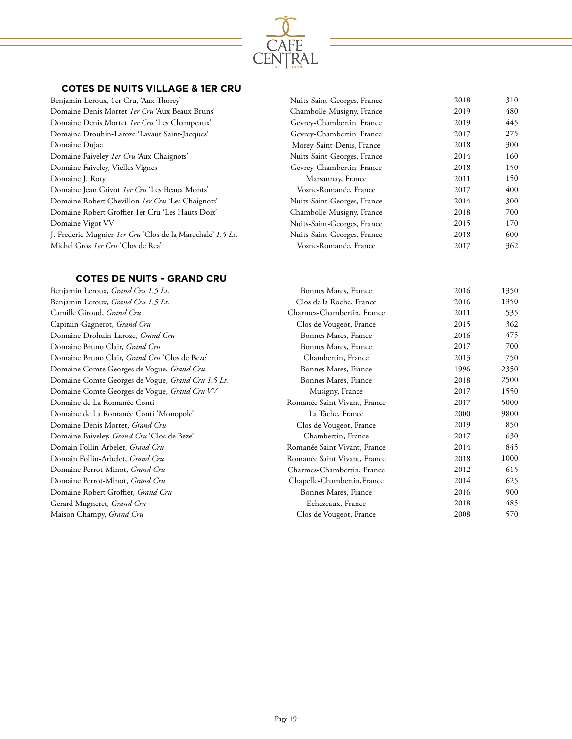## COTES DE NUITS VILLAGE & 1ER CRU

| | | | |
|---|---|---|---|
| Benjamin Leroux, 1er Cru, 'Aux Thorey' | Nuits-Saint-Georges, France | 2018 | 310 |
| Domaine Denis Mortet *1er Cru* 'Aux Beaux Bruns' | Chambolle-Musigny, France | 2019 | 480 |
| Domaine Denis Mortet *1er Cru* 'Les Champeaux' | Gevrey-Chambertin, France | 2019 | 445 |
| Domaine Drouhin-Laroze 'Lavaut Saint-Jacques' | Gevrey-Chambertin, France | 2017 | 275 |
| Domaine Dujac | Morey-Saint-Denis, France | 2018 | 300 |
| Domaine Faiveley *1er Cru* 'Aux Chaignots' | Nuits-Saint-Georges, France | 2014 | 160 |
| Domaine Faiveley, Vielles Vignes | Gevrey-Chambertin, France | 2018 | 150 |
| Domaine J. Roty | Marsannay, France | 2011 | 150 |
| Domaine Jean Grivot *1er Cru* 'Les Beaux Monts' | Vosne-Romanée, France | 2017 | 400 |
| Domaine Robert Chevillon *1er Cru* 'Les Chaignots' | Nuits-Saint-Georges, France | 2014 | 300 |
| Domaine Robert Groffier 1er Cru 'Les Hauts Doix' | Chambolle-Musigny, France | 2018 | 700 |
| Domaine Vigot VV | Nuits-Saint-Georges, France | 2015 | 170 |
| J. Frederic Mugnier *1er Cru* 'Clos de la Marechale' *1.5 Lt.* | Nuits-Saint-Georges, France | 2018 | 600 |
| Michel Gros *1er Cru* 'Clos de Rea' | Vosne-Romanée, France | 2017 | 362 |

## COTES DE NUITS - GRAND CRU

| | | | |
|---|---|---|---|
| Benjamin Leroux, *Grand Cru 1.5 Lt.* | Bonnes Mares, France | 2016 | 1350 |
| Benjamin Leroux, *Grand Cru 1.5 Lt.* | Clos de la Roche, France | 2016 | 1350 |
| Camille Giroud, *Grand Cru* | Charmes-Chambertin, France | 2011 | 535 |
| Capitain-Gagnerot, *Grand Cru* | Clos de Vougeot, France | 2015 | 362 |
| Domaine Drohuin-Laroze, *Grand Cru* | Bonnes Mares, France | 2016 | 475 |
| Domaine Bruno Clair, *Grand Cru* | Bonnes Mares, France | 2017 | 700 |
| Domaine Bruno Clair, *Grand Cru* 'Clos de Beze' | Chambertin, France | 2013 | 750 |
| Domaine Comte Georges de Vogue, *Grand Cru* | Bonnes Mares, France | 1996 | 2350 |
| Domaine Comte Georges de Vogue, *Grand Cru 1.5 Lt.* | Bonnes Mares, France | 2018 | 2500 |
| Domaine Comte Georges de Vogue, *Grand Cru VV* | Musigny, France | 2017 | 1550 |
| Domaine de La Romanée Conti | Romanée Saint Vivant, France | 2017 | 5000 |
| Domaine de La Romanée Conti 'Monopole' | La Tâche, France | 2000 | 9800 |
| Domaine Denis Mortet, *Grand Cru* | Clos de Vougeot, France | 2019 | 850 |
| Domaine Faiveley, *Grand Cru* 'Clos de Beze' | Chambertin, France | 2017 | 630 |
| Domain Follin-Arbelet, *Grand Cru* | Romanée Saint Vivant, France | 2014 | 845 |
| Domain Follin-Arbelet, *Grand Cru* | Romanée Saint Vivant, France | 2018 | 1000 |
| Domaine Perrot-Minot, *Grand Cru* | Charmes-Chambertin, France | 2012 | 615 |
| Domaine Perrot-Minot, *Grand Cru* | Chapelle-Chambertin,France | 2014 | 625 |
| Domaine Robert Groffier, *Grand Cru* | Bonnes Mares, France | 2016 | 900 |
| Gerard Mugneret, *Grand Cru* | Echezeaux, France | 2018 | 485 |
| Maison Champy, *Grand Cru* | Clos de Vougeot, France | 2008 | 570 |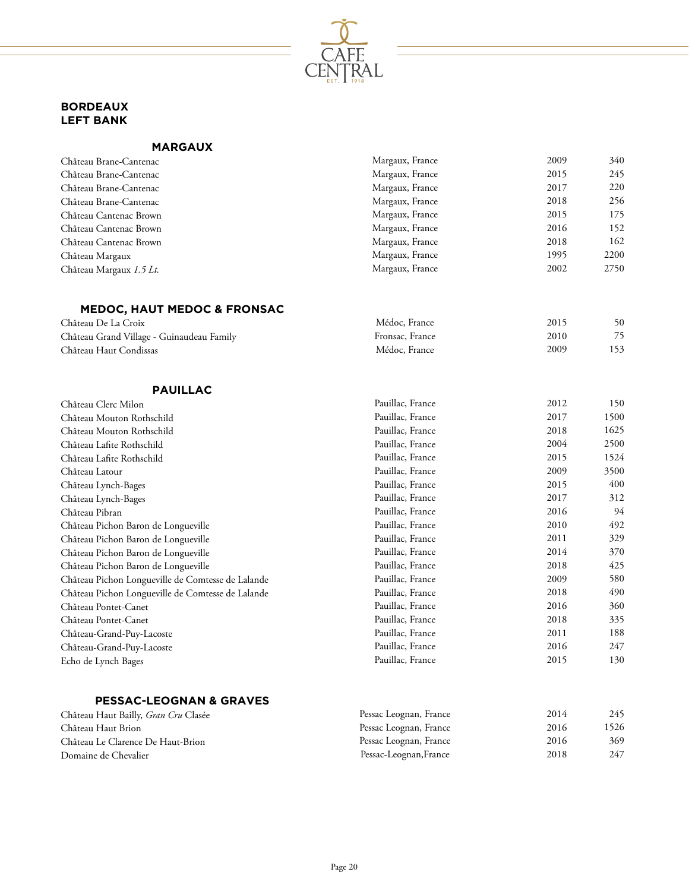## BORDEAUX
## LEFT BANK

### MARGAUX

| | | | |
|---|---|---|---|
| Château Brane-Cantenac | Margaux, France | 2009 | 340 |
| Château Brane-Cantenac | Margaux, France | 2015 | 245 |
| Château Brane-Cantenac | Margaux, France | 2017 | 220 |
| Château Brane-Cantenac | Margaux, France | 2018 | 256 |
| Château Cantenac Brown | Margaux, France | 2015 | 175 |
| Château Cantenac Brown | Margaux, France | 2016 | 152 |
| Château Cantenac Brown | Margaux, France | 2018 | 162 |
| Château Margaux | Margaux, France | 1995 | 2200 |
| Château Margaux *1.5 Lt.* | Margaux, France | 2002 | 2750 |

### MEDOC, HAUT MEDOC & FRONSAC

| | | | |
|---|---|---|---|
| Château De La Croix | Médoc, France | 2015 | 50 |
| Château Grand Village - Guinaudeau Family | Fronsac, France | 2010 | 75 |
| Château Haut Condissas | Médoc, France | 2009 | 153 |

### PAUILLAC

| | | | |
|---|---|---|---|
| Château Clerc Milon | Pauillac, France | 2012 | 150 |
| Château Mouton Rothschild | Pauillac, France | 2017 | 1500 |
| Château Mouton Rothschild | Pauillac, France | 2018 | 1625 |
| Château Lafite Rothschild | Pauillac, France | 2004 | 2500 |
| Château Lafite Rothschild | Pauillac, France | 2015 | 1524 |
| Château Latour | Pauillac, France | 2009 | 3500 |
| Château Lynch-Bages | Pauillac, France | 2015 | 400 |
| Château Lynch-Bages | Pauillac, France | 2017 | 312 |
| Château Pibran | Pauillac, France | 2016 | 94 |
| Château Pichon Baron de Longueville | Pauillac, France | 2010 | 492 |
| Château Pichon Baron de Longueville | Pauillac, France | 2011 | 329 |
| Château Pichon Baron de Longueville | Pauillac, France | 2014 | 370 |
| Château Pichon Baron de Longueville | Pauillac, France | 2018 | 425 |
| Château Pichon Longueville de Comtesse de Lalande | Pauillac, France | 2009 | 580 |
| Château Pichon Longueville de Comtesse de Lalande | Pauillac, France | 2018 | 490 |
| Château Pontet-Canet | Pauillac, France | 2016 | 360 |
| Château Pontet-Canet | Pauillac, France | 2018 | 335 |
| Château-Grand-Puy-Lacoste | Pauillac, France | 2011 | 188 |
| Château-Grand-Puy-Lacoste | Pauillac, France | 2016 | 247 |
| Echo de Lynch Bages | Pauillac, France | 2015 | 130 |

### PESSAC-LEOGNAN & GRAVES

| | | | |
|---|---|---|---|
| Château Haut Bailly, *Gran Cru* Clasée | Pessac Leognan, France | 2014 | 245 |
| Château Haut Brion | Pessac Leognan, France | 2016 | 1526 |
| Château Le Clarence De Haut-Brion | Pessac Leognan, France | 2016 | 369 |
| Domaine de Chevalier | Pessac-Leognan,France | 2018 | 247 |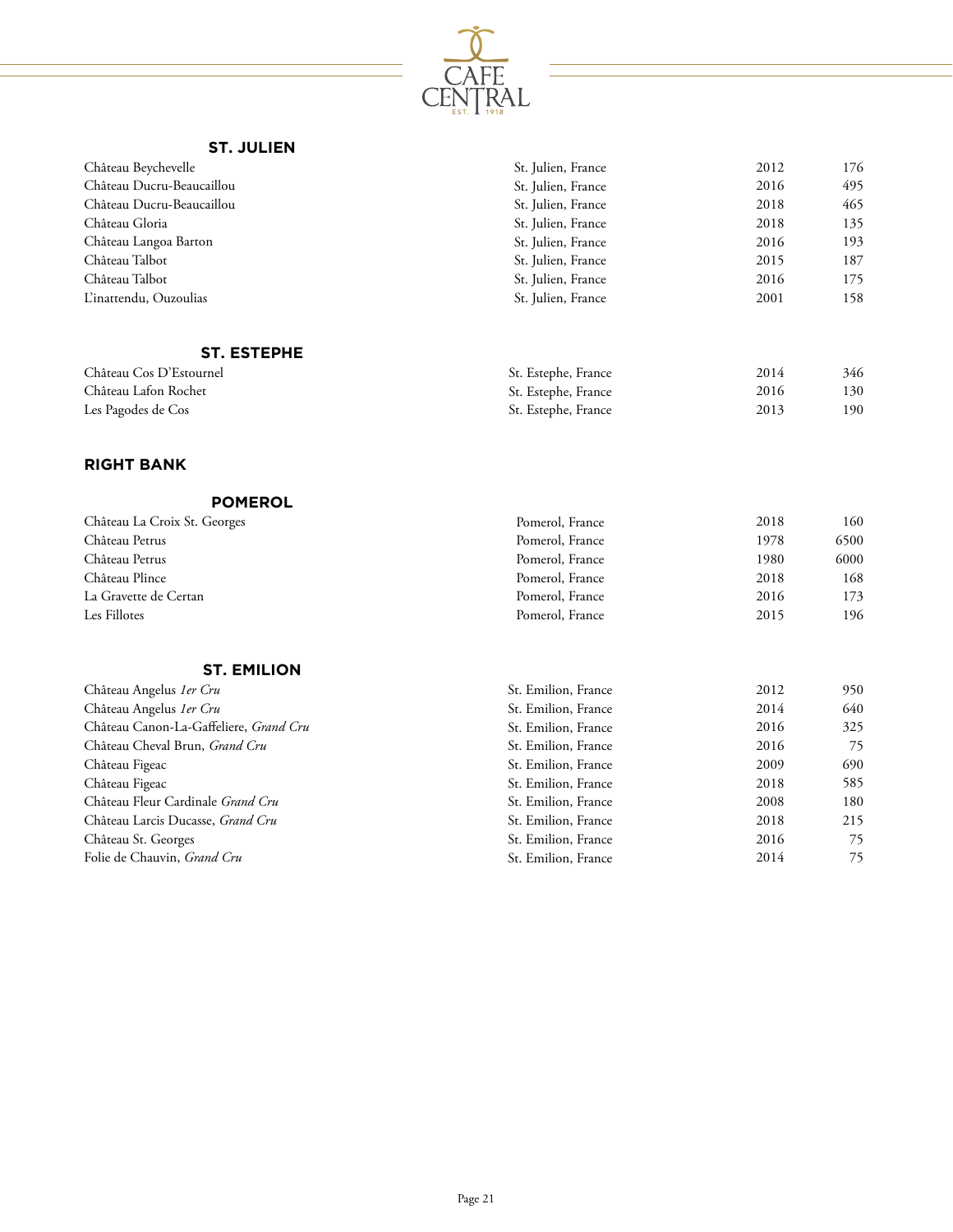### ST. JULIEN

| | | | |
|---|---|---|---|
| Château Beychevelle | St. Julien, France | 2012 | 176 |
| Château Ducru-Beaucaillou | St. Julien, France | 2016 | 495 |
| Château Ducru-Beaucaillou | St. Julien, France | 2018 | 465 |
| Château Gloria | St. Julien, France | 2018 | 135 |
| Château Langoa Barton | St. Julien, France | 2016 | 193 |
| Château Talbot | St. Julien, France | 2015 | 187 |
| Château Talbot | St. Julien, France | 2016 | 175 |
| L'inattendu, Ouzoulias | St. Julien, France | 2001 | 158 |

### ST. ESTEPHE

| | | | |
|---|---|---|---|
| Château Cos D'Estournel | St. Estephe, France | 2014 | 346 |
| Château Lafon Rochet | St. Estephe, France | 2016 | 130 |
| Les Pagodes de Cos | St. Estephe, France | 2013 | 190 |

## RIGHT BANK

### POMEROL

| | | | |
|---|---|---|---|
| Château La Croix St. Georges | Pomerol, France | 2018 | 160 |
| Château Petrus | Pomerol, France | 1978 | 6500 |
| Château Petrus | Pomerol, France | 1980 | 6000 |
| Château Plince | Pomerol, France | 2018 | 168 |
| La Gravette de Certan | Pomerol, France | 2016 | 173 |
| Les Fillotes | Pomerol, France | 2015 | 196 |

### ST. EMILION

| | | | |
|---|---|---|---|
| Château Angelus *1er Cru* | St. Emilion, France | 2012 | 950 |
| Château Angelus *1er Cru* | St. Emilion, France | 2014 | 640 |
| Château Canon-La-Gaffeliere, *Grand Cru* | St. Emilion, France | 2016 | 325 |
| Château Cheval Brun, *Grand Cru* | St. Emilion, France | 2016 | 75 |
| Château Figeac | St. Emilion, France | 2009 | 690 |
| Château Figeac | St. Emilion, France | 2018 | 585 |
| Château Fleur Cardinale *Grand Cru* | St. Emilion, France | 2008 | 180 |
| Château Larcis Ducasse, *Grand Cru* | St. Emilion, France | 2018 | 215 |
| Château St. Georges | St. Emilion, France | 2016 | 75 |
| Folie de Chauvin, *Grand Cru* | St. Emilion, France | 2014 | 75 |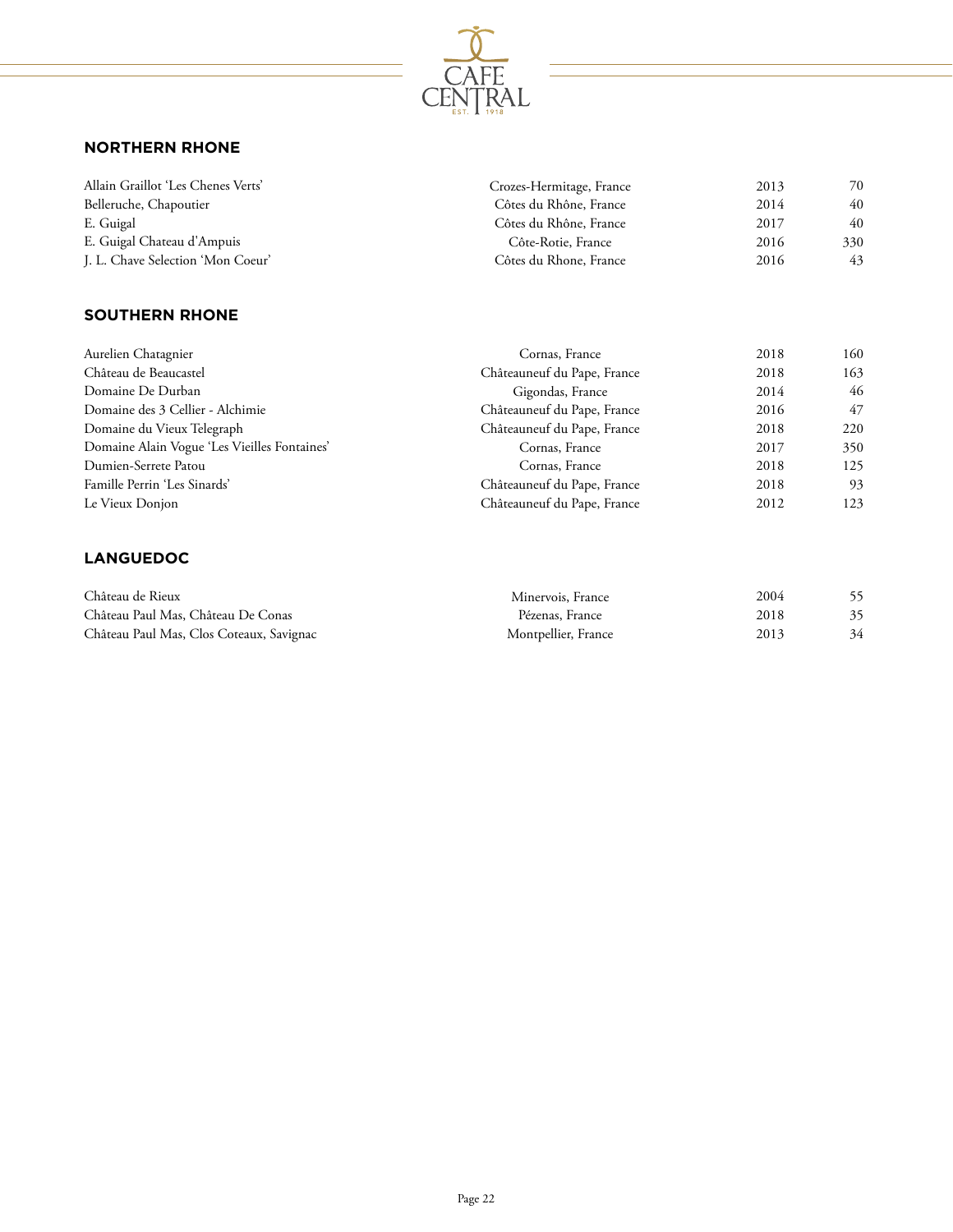## NORTHERN RHONE

| | | | |
|---|---|---|---|
| Allain Graillot 'Les Chenes Verts' | Crozes-Hermitage, France | 2013 | 70 |
| Belleruche, Chapoutier | Côtes du Rhône, France | 2014 | 40 |
| E. Guigal | Côtes du Rhône, France | 2017 | 40 |
| E. Guigal Chateau d'Ampuis | Côte-Rotie, France | 2016 | 330 |
| J. L. Chave Selection 'Mon Coeur' | Côtes du Rhone, France | 2016 | 43 |

## SOUTHERN RHONE

| | | | |
|---|---|---|---|
| Aurelien Chatagnier | Cornas, France | 2018 | 160 |
| Château de Beaucastel | Châteauneuf du Pape, France | 2018 | 163 |
| Domaine De Durban | Gigondas, France | 2014 | 46 |
| Domaine des 3 Cellier - Alchimie | Châteauneuf du Pape, France | 2016 | 47 |
| Domaine du Vieux Telegraph | Châteauneuf du Pape, France | 2018 | 220 |
| Domaine Alain Vogue 'Les Vieilles Fontaines' | Cornas, France | 2017 | 350 |
| Dumien-Serrete Patou | Cornas, France | 2018 | 125 |
| Famille Perrin 'Les Sinards' | Châteauneuf du Pape, France | 2018 | 93 |
| Le Vieux Donjon | Châteauneuf du Pape, France | 2012 | 123 |

## LANGUEDOC

| | | | |
|---|---|---|---|
| Château de Rieux | Minervois, France | 2004 | 55 |
| Château Paul Mas, Château De Conas | Pézenas, France | 2018 | 35 |
| Château Paul Mas, Clos Coteaux, Savignac | Montpellier, France | 2013 | 34 |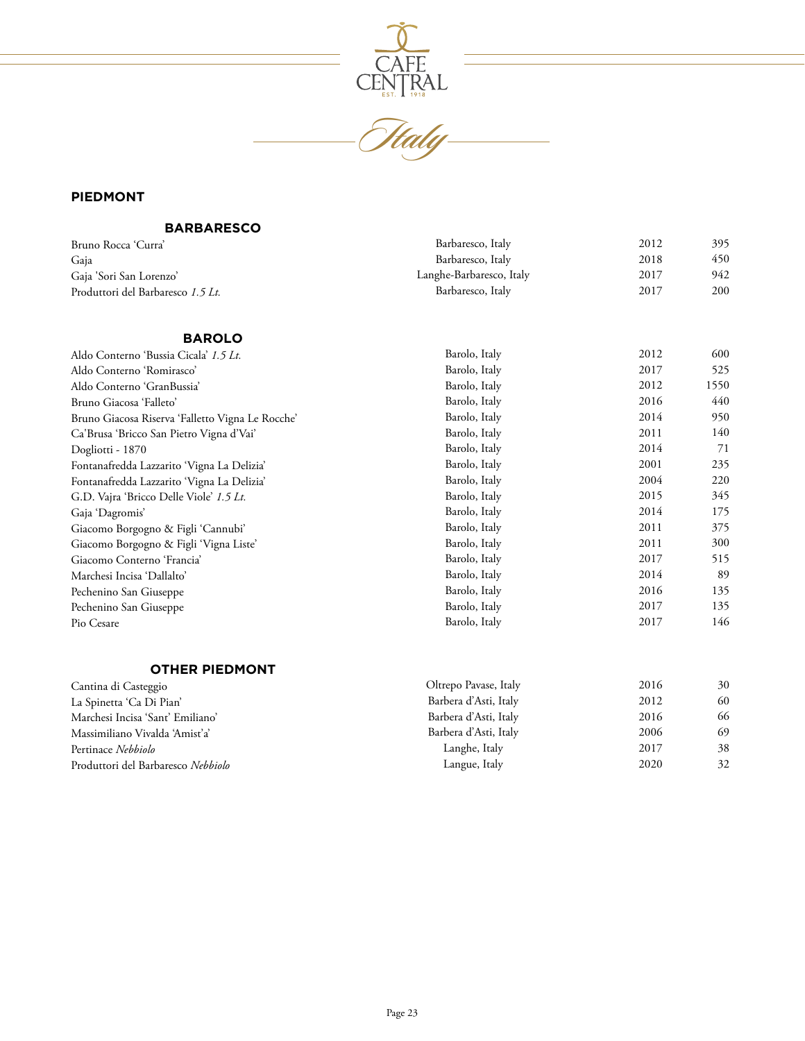# Italy

## PIEDMONT

### BARBARESCO

| Wine | Region | Vintage | Price |
|---|---|---|---|
| Bruno Rocca 'Curra' | Barbaresco, Italy | 2012 | 395 |
| Gaja | Barbaresco, Italy | 2018 | 450 |
| Gaja 'Sori San Lorenzo' | Langhe-Barbaresco, Italy | 2017 | 942 |
| Produttori del Barbaresco *1.5 Lt.* | Barbaresco, Italy | 2017 | 200 |

### BAROLO

| Wine | Region | Vintage | Price |
|---|---|---|---|
| Aldo Conterno 'Bussia Cicala' *1.5 Lt.* | Barolo, Italy | 2012 | 600 |
| Aldo Conterno 'Romirasco' | Barolo, Italy | 2017 | 525 |
| Aldo Conterno 'GranBussia' | Barolo, Italy | 2012 | 1550 |
| Bruno Giacosa 'Falleto' | Barolo, Italy | 2016 | 440 |
| Bruno Giacosa Riserva 'Falletto Vigna Le Rocche' | Barolo, Italy | 2014 | 950 |
| Ca'Brusa 'Bricco San Pietro Vigna d'Vai' | Barolo, Italy | 2011 | 140 |
| Dogliotti - 1870 | Barolo, Italy | 2014 | 71 |
| Fontanafredda Lazzarito 'Vigna La Delizia' | Barolo, Italy | 2001 | 235 |
| Fontanafredda Lazzarito 'Vigna La Delizia' | Barolo, Italy | 2004 | 220 |
| G.D. Vajra 'Bricco Delle Viole' *1.5 Lt.* | Barolo, Italy | 2015 | 345 |
| Gaja 'Dagromis' | Barolo, Italy | 2014 | 175 |
| Giacomo Borgogno & Figli 'Cannubi' | Barolo, Italy | 2011 | 375 |
| Giacomo Borgogno & Figli 'Vigna Liste' | Barolo, Italy | 2011 | 300 |
| Giacomo Conterno 'Francia' | Barolo, Italy | 2017 | 515 |
| Marchesi Incisa 'Dallalto' | Barolo, Italy | 2014 | 89 |
| Pechenino San Giuseppe | Barolo, Italy | 2016 | 135 |
| Pechenino San Giuseppe | Barolo, Italy | 2017 | 135 |
| Pio Cesare | Barolo, Italy | 2017 | 146 |

### OTHER PIEDMONT

| Wine | Region | Vintage | Price |
|---|---|---|---|
| Cantina di Casteggio | Oltrepo Pavase, Italy | 2016 | 30 |
| La Spinetta 'Ca Di Pian' | Barbera d'Asti, Italy | 2012 | 60 |
| Marchesi Incisa 'Sant' Emiliano' | Barbera d'Asti, Italy | 2016 | 66 |
| Massimiliano Vivalda 'Amist'a' | Barbera d'Asti, Italy | 2006 | 69 |
| Pertinace *Nebbiolo* | Langhe, Italy | 2017 | 38 |
| Produttori del Barbaresco *Nebbiolo* | Langue, Italy | 2020 | 32 |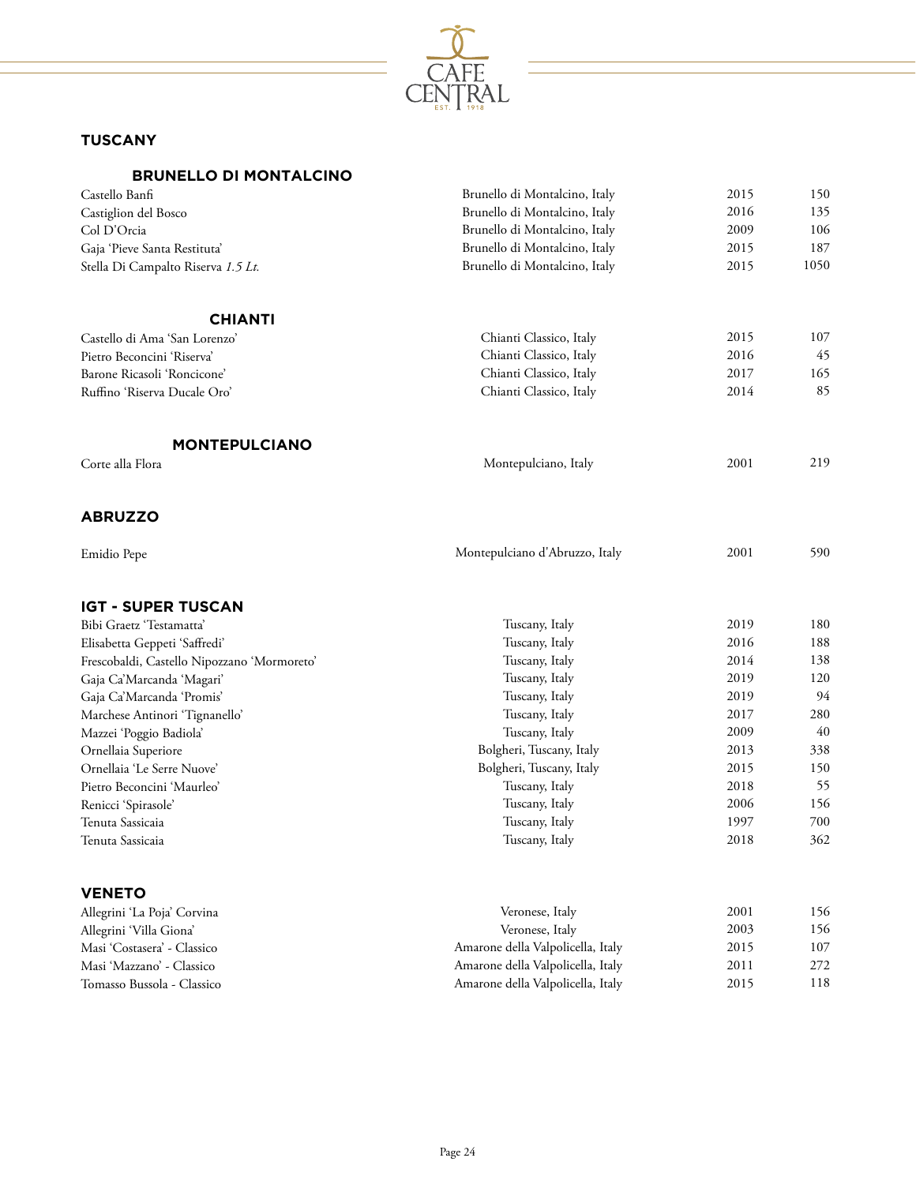## TUSCANY

### BRUNELLO DI MONTALCINO

| | | | |
|---|---|---|---|
| Castello Banfi | Brunello di Montalcino, Italy | 2015 | 150 |
| Castiglion del Bosco | Brunello di Montalcino, Italy | 2016 | 135 |
| Col D'Orcia | Brunello di Montalcino, Italy | 2009 | 106 |
| Gaja 'Pieve Santa Restituta' | Brunello di Montalcino, Italy | 2015 | 187 |
| Stella Di Campalto Riserva *1.5 Lt.* | Brunello di Montalcino, Italy | 2015 | 1050 |

### CHIANTI

| | | | |
|---|---|---|---|
| Castello di Ama 'San Lorenzo' | Chianti Classico, Italy | 2015 | 107 |
| Pietro Beconcini 'Riserva' | Chianti Classico, Italy | 2016 | 45 |
| Barone Ricasoli 'Roncicone' | Chianti Classico, Italy | 2017 | 165 |
| Ruffino 'Riserva Ducale Oro' | Chianti Classico, Italy | 2014 | 85 |

### MONTEPULCIANO

| | | | |
|---|---|---|---|
| Corte alla Flora | Montepulciano, Italy | 2001 | 219 |

## ABRUZZO

| | | | |
|---|---|---|---|
| Emidio Pepe | Montepulciano d'Abruzzo, Italy | 2001 | 590 |

## IGT - SUPER TUSCAN

| | | | |
|---|---|---|---|
| Bibi Graetz 'Testamatta' | Tuscany, Italy | 2019 | 180 |
| Elisabetta Geppeti 'Saffredi' | Tuscany, Italy | 2016 | 188 |
| Frescobaldi, Castello Nipozzano 'Mormoreto' | Tuscany, Italy | 2014 | 138 |
| Gaja Ca'Marcanda 'Magari' | Tuscany, Italy | 2019 | 120 |
| Gaja Ca'Marcanda 'Promis' | Tuscany, Italy | 2019 | 94 |
| Marchese Antinori 'Tignanello' | Tuscany, Italy | 2017 | 280 |
| Mazzei 'Poggio Badiola' | Tuscany, Italy | 2009 | 40 |
| Ornellaia Superiore | Bolgheri, Tuscany, Italy | 2013 | 338 |
| Ornellaia 'Le Serre Nuove' | Bolgheri, Tuscany, Italy | 2015 | 150 |
| Pietro Beconcini 'Maurleo' | Tuscany, Italy | 2018 | 55 |
| Renicci 'Spirasole' | Tuscany, Italy | 2006 | 156 |
| Tenuta Sassicaia | Tuscany, Italy | 1997 | 700 |
| Tenuta Sassicaia | Tuscany, Italy | 2018 | 362 |

## VENETO

| | | | |
|---|---|---|---|
| Allegrini 'La Poja' Corvina | Veronese, Italy | 2001 | 156 |
| Allegrini 'Villa Giona' | Veronese, Italy | 2003 | 156 |
| Masi 'Costasera' - Classico | Amarone della Valpolicella, Italy | 2015 | 107 |
| Masi 'Mazzano' - Classico | Amarone della Valpolicella, Italy | 2011 | 272 |
| Tomasso Bussola - Classico | Amarone della Valpolicella, Italy | 2015 | 118 |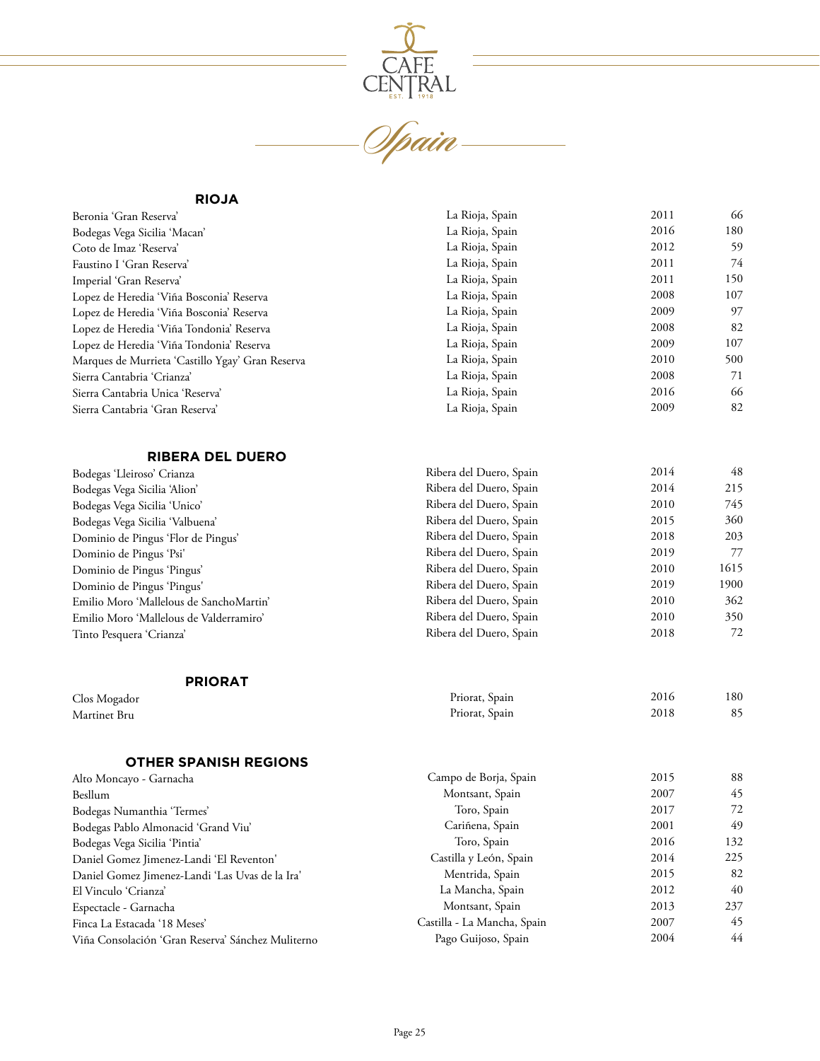CAFE CENTRAL
EST. 1918

# Spain

## RIOJA

| Wine | Region | Vintage | Price |
|---|---|---|---|
| Beronia 'Gran Reserva' | La Rioja, Spain | 2011 | 66 |
| Bodegas Vega Sicilia 'Macan' | La Rioja, Spain | 2016 | 180 |
| Coto de Imaz 'Reserva' | La Rioja, Spain | 2012 | 59 |
| Faustino I 'Gran Reserva' | La Rioja, Spain | 2011 | 74 |
| Imperial 'Gran Reserva' | La Rioja, Spain | 2011 | 150 |
| Lopez de Heredia 'Viña Bosconia' Reserva | La Rioja, Spain | 2008 | 107 |
| Lopez de Heredia 'Viña Bosconia' Reserva | La Rioja, Spain | 2009 | 97 |
| Lopez de Heredia 'Viña Tondonia' Reserva | La Rioja, Spain | 2008 | 82 |
| Lopez de Heredia 'Viña Tondonia' Reserva | La Rioja, Spain | 2009 | 107 |
| Marques de Murrieta 'Castillo Ygay' Gran Reserva | La Rioja, Spain | 2010 | 500 |
| Sierra Cantabria 'Crianza' | La Rioja, Spain | 2008 | 71 |
| Sierra Cantabria Unica 'Reserva' | La Rioja, Spain | 2016 | 66 |
| Sierra Cantabria 'Gran Reserva' | La Rioja, Spain | 2009 | 82 |

## RIBERA DEL DUERO

| Wine | Region | Vintage | Price |
|---|---|---|---|
| Bodegas 'Lleiroso' Crianza | Ribera del Duero, Spain | 2014 | 48 |
| Bodegas Vega Sicilia 'Alion' | Ribera del Duero, Spain | 2014 | 215 |
| Bodegas Vega Sicilia 'Unico' | Ribera del Duero, Spain | 2010 | 745 |
| Bodegas Vega Sicilia 'Valbuena' | Ribera del Duero, Spain | 2015 | 360 |
| Dominio de Pingus 'Flor de Pingus' | Ribera del Duero, Spain | 2018 | 203 |
| Dominio de Pingus 'Psi' | Ribera del Duero, Spain | 2019 | 77 |
| Dominio de Pingus 'Pingus' | Ribera del Duero, Spain | 2010 | 1615 |
| Dominio de Pingus 'Pingus' | Ribera del Duero, Spain | 2019 | 1900 |
| Emilio Moro 'Mallelous de SanchoMartin' | Ribera del Duero, Spain | 2010 | 362 |
| Emilio Moro 'Mallelous de Valderramiro' | Ribera del Duero, Spain | 2010 | 350 |
| Tinto Pesquera 'Crianza' | Ribera del Duero, Spain | 2018 | 72 |

## PRIORAT

| Wine | Region | Vintage | Price |
|---|---|---|---|
| Clos Mogador | Priorat, Spain | 2016 | 180 |
| Martinet Bru | Priorat, Spain | 2018 | 85 |

## OTHER SPANISH REGIONS

| Wine | Region | Vintage | Price |
|---|---|---|---|
| Alto Moncayo - Garnacha | Campo de Borja, Spain | 2015 | 88 |
| Besllum | Montsant, Spain | 2007 | 45 |
| Bodegas Numanthia 'Termes' | Toro, Spain | 2017 | 72 |
| Bodegas Pablo Almonacid 'Grand Viu' | Cariñena, Spain | 2001 | 49 |
| Bodegas Vega Sicilia 'Pintia' | Toro, Spain | 2016 | 132 |
| Daniel Gomez Jimenez-Landi 'El Reventon' | Castilla y León, Spain | 2014 | 225 |
| Daniel Gomez Jimenez-Landi 'Las Uvas de la Ira' | Mentrida, Spain | 2015 | 82 |
| El Vinculo 'Crianza' | La Mancha, Spain | 2012 | 40 |
| Espectacle - Garnacha | Montsant, Spain | 2013 | 237 |
| Finca La Estacada '18 Meses' | Castilla - La Mancha, Spain | 2007 | 45 |
| Viña Consolación 'Gran Reserva' Sánchez Muliterno | Pago Guijoso, Spain | 2004 | 44 |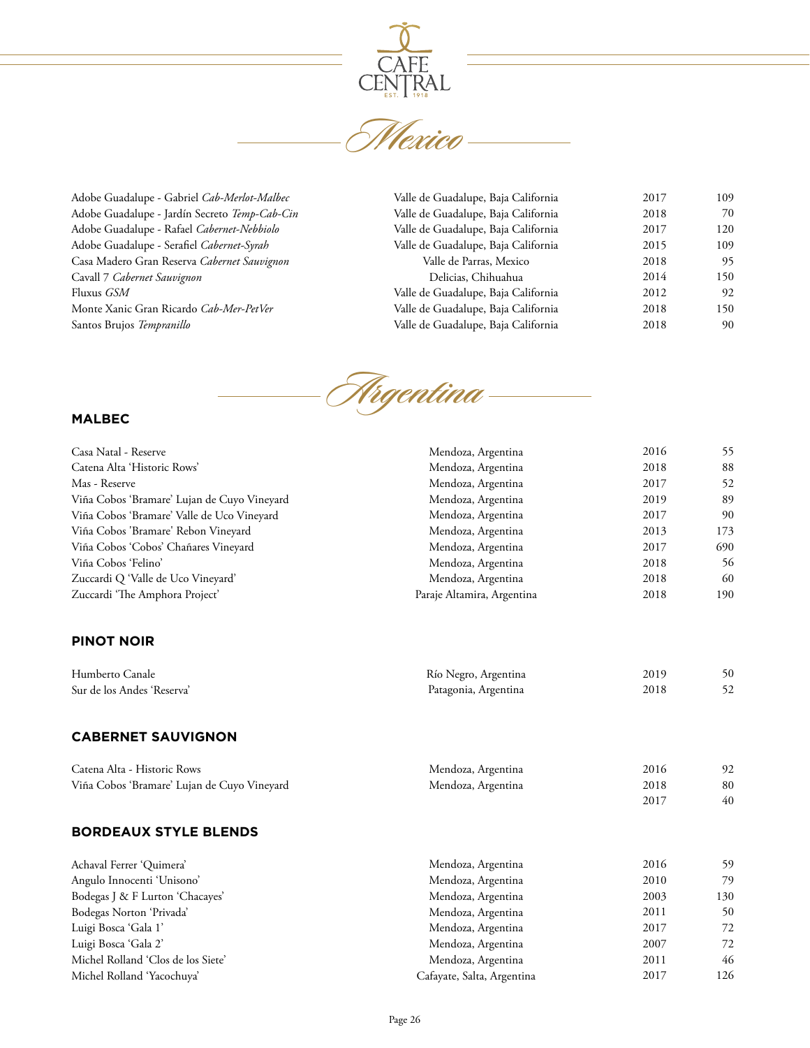# CAFE CENTRAL

## Mexico

| Wine | Region | Vintage | Price |
|---|---|---|---|
| Adobe Guadalupe - Gabriel *Cab-Merlot-Malbec* | Valle de Guadalupe, Baja California | 2017 | 109 |
| Adobe Guadalupe - Jardín Secreto *Temp-Cab-Cin* | Valle de Guadalupe, Baja California | 2018 | 70 |
| Adobe Guadalupe - Rafael *Cabernet-Nebbiolo* | Valle de Guadalupe, Baja California | 2017 | 120 |
| Adobe Guadalupe - Serafiel *Cabernet-Syrah* | Valle de Guadalupe, Baja California | 2015 | 109 |
| Casa Madero Gran Reserva *Cabernet Sauvignon* | Valle de Parras, Mexico | 2018 | 95 |
| Cavall 7 *Cabernet Sauvignon* | Delicias, Chihuahua | 2014 | 150 |
| Fluxus *GSM* | Valle de Guadalupe, Baja California | 2012 | 92 |
| Monte Xanic Gran Ricardo *Cab-Mer-PetVer* | Valle de Guadalupe, Baja California | 2018 | 150 |
| Santos Brujos *Tempranillo* | Valle de Guadalupe, Baja California | 2018 | 90 |

## Argentina

### MALBEC

| Wine | Region | Vintage | Price |
|---|---|---|---|
| Casa Natal - Reserve | Mendoza, Argentina | 2016 | 55 |
| Catena Alta 'Historic Rows' | Mendoza, Argentina | 2018 | 88 |
| Mas - Reserve | Mendoza, Argentina | 2017 | 52 |
| Viña Cobos 'Bramare' Lujan de Cuyo Vineyard | Mendoza, Argentina | 2019 | 89 |
| Viña Cobos 'Bramare' Valle de Uco Vineyard | Mendoza, Argentina | 2017 | 90 |
| Viña Cobos 'Bramare' Rebon Vineyard | Mendoza, Argentina | 2013 | 173 |
| Viña Cobos 'Cobos' Chañares Vineyard | Mendoza, Argentina | 2017 | 690 |
| Viña Cobos 'Felino' | Mendoza, Argentina | 2018 | 56 |
| Zuccardi Q 'Valle de Uco Vineyard' | Mendoza, Argentina | 2018 | 60 |
| Zuccardi 'The Amphora Project' | Paraje Altamira, Argentina | 2018 | 190 |

### PINOT NOIR

| Wine | Region | Vintage | Price |
|---|---|---|---|
| Humberto Canale | Río Negro, Argentina | 2019 | 50 |
| Sur de los Andes 'Reserva' | Patagonia, Argentina | 2018 | 52 |

### CABERNET SAUVIGNON

| Wine | Region | Vintage | Price |
|---|---|---|---|
| Catena Alta - Historic Rows | Mendoza, Argentina | 2016 | 92 |
| Viña Cobos 'Bramare' Lujan de Cuyo Vineyard | Mendoza, Argentina | 2018 | 80 |
| | | 2017 | 40 |

### BORDEAUX STYLE BLENDS

| Wine | Region | Vintage | Price |
|---|---|---|---|
| Achaval Ferrer 'Quimera' | Mendoza, Argentina | 2016 | 59 |
| Angulo Innocenti 'Unisono' | Mendoza, Argentina | 2010 | 79 |
| Bodegas J & F Lurton 'Chacayes' | Mendoza, Argentina | 2003 | 130 |
| Bodegas Norton 'Privada' | Mendoza, Argentina | 2011 | 50 |
| Luigi Bosca 'Gala 1' | Mendoza, Argentina | 2017 | 72 |
| Luigi Bosca 'Gala 2' | Mendoza, Argentina | 2007 | 72 |
| Michel Rolland 'Clos de los Siete' | Mendoza, Argentina | 2011 | 46 |
| Michel Rolland 'Yacochuya' | Cafayate, Salta, Argentina | 2017 | 126 |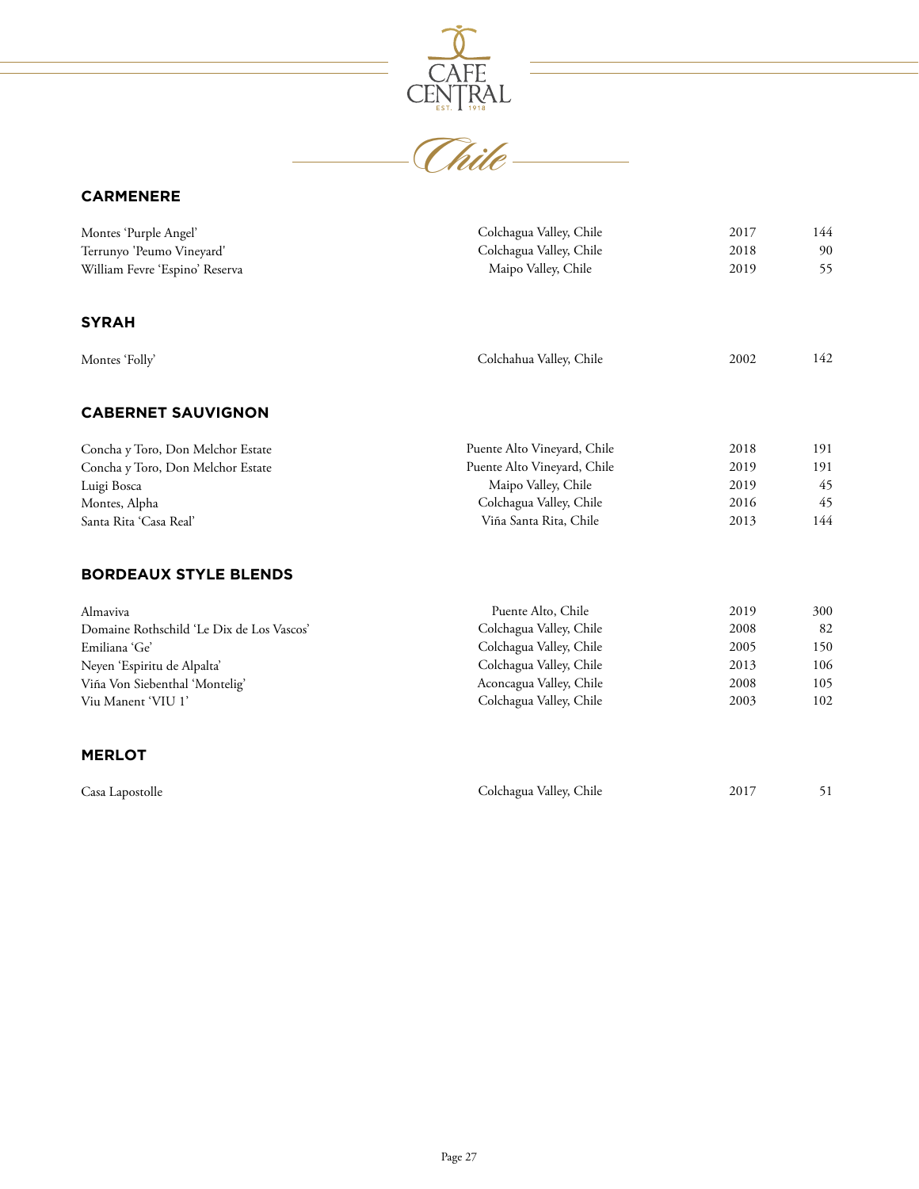# Chile

## CARMENERE

| | | | |
|---|---|---|---|
| Montes 'Purple Angel' | Colchagua Valley, Chile | 2017 | 144 |
| Terrunyo 'Peumo Vineyard' | Colchagua Valley, Chile | 2018 | 90 |
| William Fevre 'Espino' Reserva | Maipo Valley, Chile | 2019 | 55 |

## SYRAH

| | | | |
|---|---|---|---|
| Montes 'Folly' | Colchahua Valley, Chile | 2002 | 142 |

## CABERNET SAUVIGNON

| | | | |
|---|---|---|---|
| Concha y Toro, Don Melchor Estate | Puente Alto Vineyard, Chile | 2018 | 191 |
| Concha y Toro, Don Melchor Estate | Puente Alto Vineyard, Chile | 2019 | 191 |
| Luigi Bosca | Maipo Valley, Chile | 2019 | 45 |
| Montes, Alpha | Colchagua Valley, Chile | 2016 | 45 |
| Santa Rita 'Casa Real' | Viña Santa Rita, Chile | 2013 | 144 |

## BORDEAUX STYLE BLENDS

| | | | |
|---|---|---|---|
| Almaviva | Puente Alto, Chile | 2019 | 300 |
| Domaine Rothschild 'Le Dix de Los Vascos' | Colchagua Valley, Chile | 2008 | 82 |
| Emiliana 'Ge' | Colchagua Valley, Chile | 2005 | 150 |
| Neyen 'Espiritu de Alpalta' | Colchagua Valley, Chile | 2013 | 106 |
| Viña Von Siebenthal 'Montelig' | Aconcagua Valley, Chile | 2008 | 105 |
| Viu Manent 'VIU 1' | Colchagua Valley, Chile | 2003 | 102 |

## MERLOT

| | | | |
|---|---|---|---|
| Casa Lapostolle | Colchagua Valley, Chile | 2017 | 51 |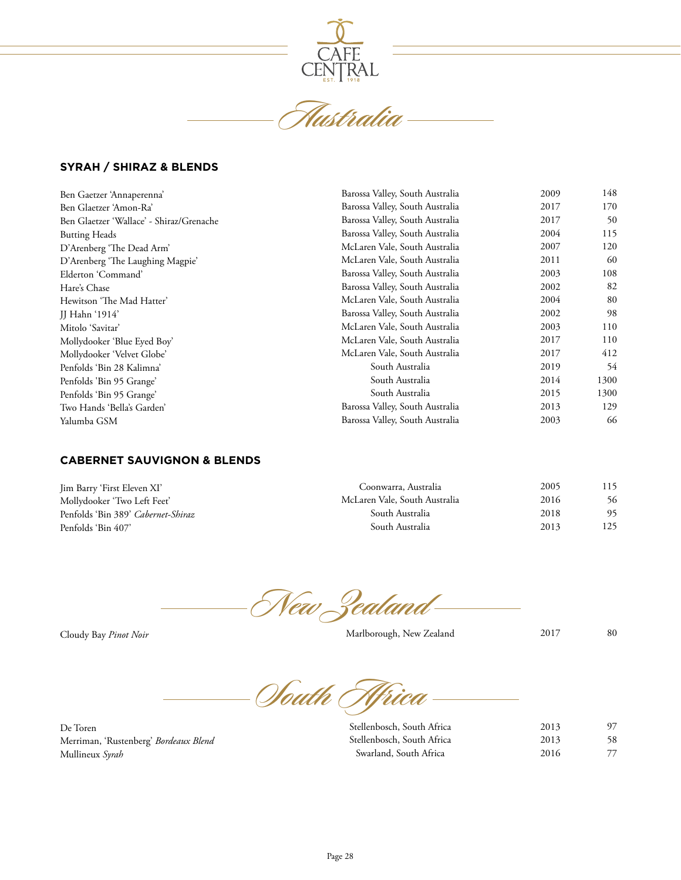# Australia

## SYRAH / SHIRAZ & BLENDS

| Wine | Region | Vintage | Price |
|---|---|---|---|
| Ben Gaetzer 'Annaperenna' | Barossa Valley, South Australia | 2009 | 148 |
| Ben Glaetzer 'Amon-Ra' | Barossa Valley, South Australia | 2017 | 170 |
| Ben Glaetzer 'Wallace' - Shiraz/Grenache | Barossa Valley, South Australia | 2017 | 50 |
| Butting Heads | Barossa Valley, South Australia | 2004 | 115 |
| D'Arenberg 'The Dead Arm' | McLaren Vale, South Australia | 2007 | 120 |
| D'Arenberg 'The Laughing Magpie' | McLaren Vale, South Australia | 2011 | 60 |
| Elderton 'Command' | Barossa Valley, South Australia | 2003 | 108 |
| Hare's Chase | Barossa Valley, South Australia | 2002 | 82 |
| Hewitson 'The Mad Hatter' | McLaren Vale, South Australia | 2004 | 80 |
| JJ Hahn '1914' | Barossa Valley, South Australia | 2002 | 98 |
| Mitolo 'Savitar' | McLaren Vale, South Australia | 2003 | 110 |
| Mollydooker 'Blue Eyed Boy' | McLaren Vale, South Australia | 2017 | 110 |
| Mollydooker 'Velvet Globe' | McLaren Vale, South Australia | 2017 | 412 |
| Penfolds 'Bin 28 Kalimna' | South Australia | 2019 | 54 |
| Penfolds 'Bin 95 Grange' | South Australia | 2014 | 1300 |
| Penfolds 'Bin 95 Grange' | South Australia | 2015 | 1300 |
| Two Hands 'Bella's Garden' | Barossa Valley, South Australia | 2013 | 129 |
| Yalumba GSM | Barossa Valley, South Australia | 2003 | 66 |

## CABERNET SAUVIGNON & BLENDS

| Wine | Region | Vintage | Price |
|---|---|---|---|
| Jim Barry 'First Eleven XI' | Coonwarra, Australia | 2005 | 115 |
| Mollydooker 'Two Left Feet' | McLaren Vale, South Australia | 2016 | 56 |
| Penfolds 'Bin 389' *Cabernet-Shiraz* | South Australia | 2018 | 95 |
| Penfolds 'Bin 407' | South Australia | 2013 | 125 |

# New Zealand

| Wine | Region | Vintage | Price |
|---|---|---|---|
| Cloudy Bay *Pinot Noir* | Marlborough, New Zealand | 2017 | 80 |

# South Africa

| Wine | Region | Vintage | Price |
|---|---|---|---|
| De Toren | Stellenbosch, South Africa | 2013 | 97 |
| Merriman, 'Rustenberg' *Bordeaux Blend* | Stellenbosch, South Africa | 2013 | 58 |
| Mullineux *Syrah* | Swarland, South Africa | 2016 | 77 |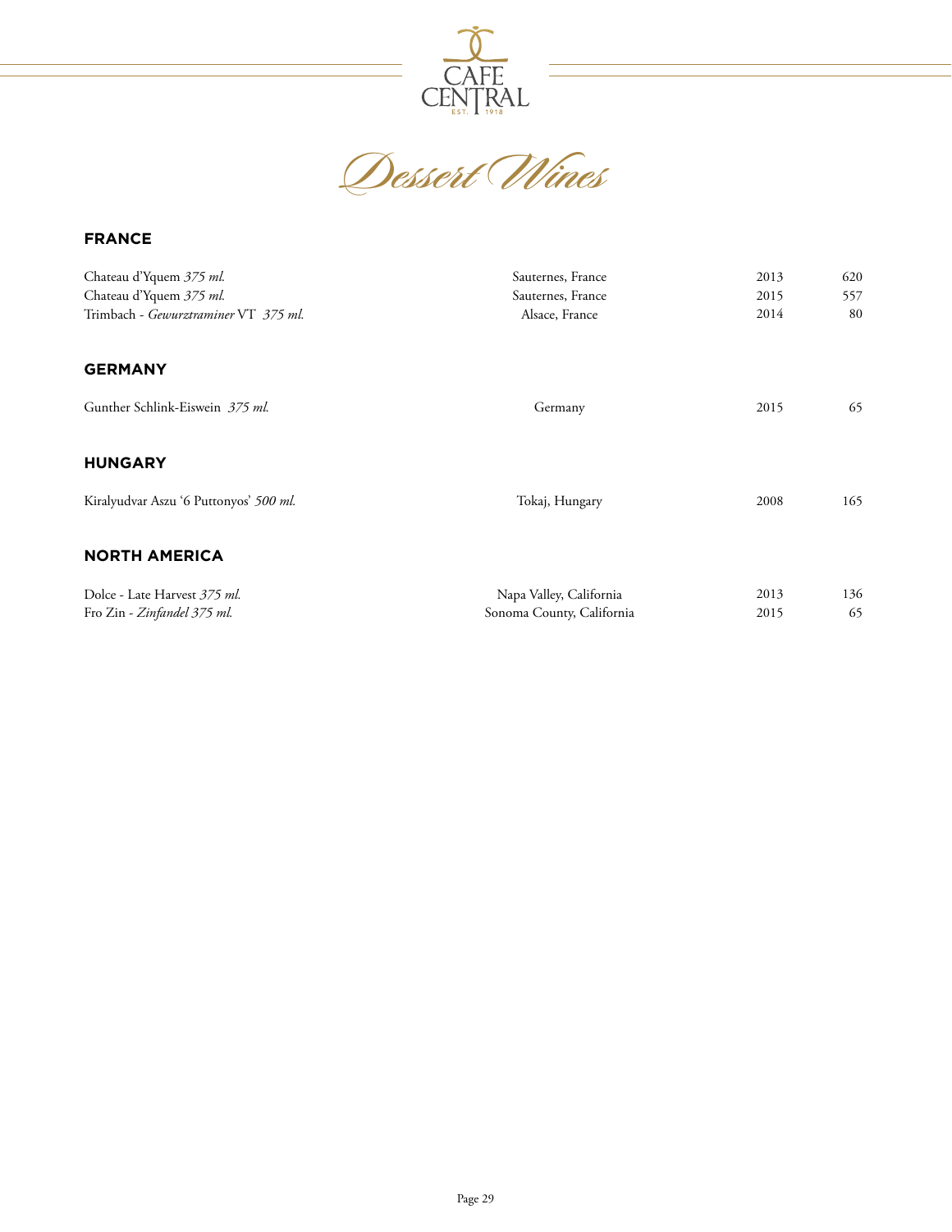# Dessert Wines

## FRANCE

| | | | |
|---|---|---|---|
| Chateau d'Yquem *375 ml.* | Sauternes, France | 2013 | 620 |
| Chateau d'Yquem *375 ml.* | Sauternes, France | 2015 | 557 |
| Trimbach - *Gewurztraminer* VT *375 ml.* | Alsace, France | 2014 | 80 |

## GERMANY

| | | | |
|---|---|---|---|
| Gunther Schlink-Eiswein *375 ml.* | Germany | 2015 | 65 |

## HUNGARY

| | | | |
|---|---|---|---|
| Kiralyudvar Aszu '6 Puttonyos' *500 ml.* | Tokaj, Hungary | 2008 | 165 |

## NORTH AMERICA

| | | | |
|---|---|---|---|
| Dolce - Late Harvest *375 ml.* | Napa Valley, California | 2013 | 136 |
| Fro Zin - *Zinfandel 375 ml.* | Sonoma County, California | 2015 | 65 |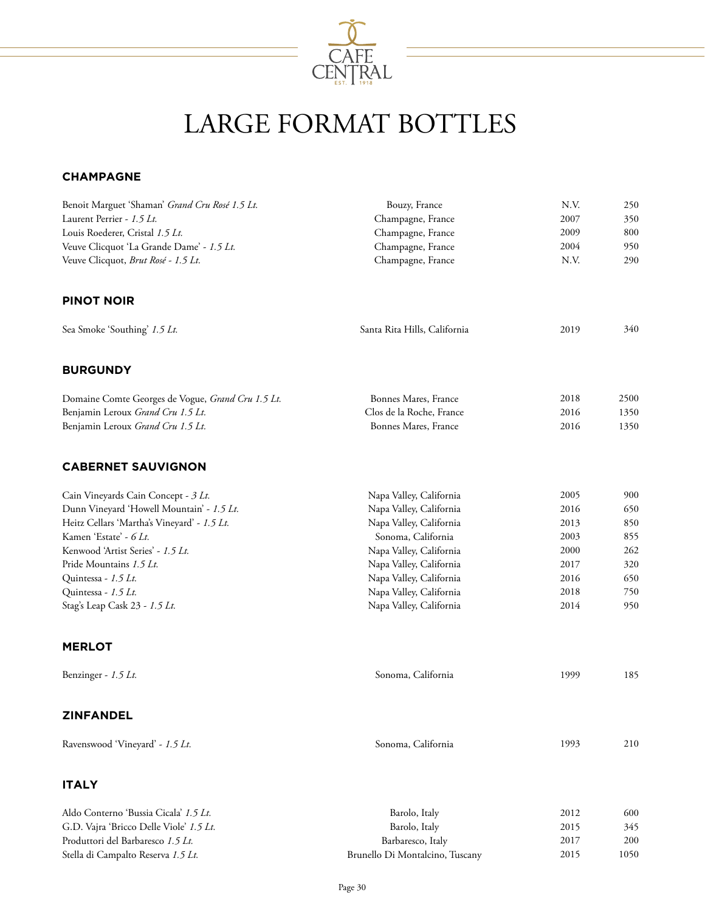CAFE CENTRAL
EST. 1918

# LARGE FORMAT BOTTLES

## CHAMPAGNE

| | | | |
|---|---|---|---|
| Benoit Marguet 'Shaman' *Grand Cru Rosé 1.5 Lt.* | Bouzy, France | N.V. | 250 |
| Laurent Perrier - *1.5 Lt.* | Champagne, France | 2007 | 350 |
| Louis Roederer, Cristal *1.5 Lt.* | Champagne, France | 2009 | 800 |
| Veuve Clicquot 'La Grande Dame' - *1.5 Lt.* | Champagne, France | 2004 | 950 |
| Veuve Clicquot, *Brut Rosé - 1.5 Lt.* | Champagne, France | N.V. | 290 |

## PINOT NOIR

| | | | |
|---|---|---|---|
| Sea Smoke 'Southing' *1.5 Lt.* | Santa Rita Hills, California | 2019 | 340 |

## BURGUNDY

| | | | |
|---|---|---|---|
| Domaine Comte Georges de Vogue, *Grand Cru 1.5 Lt.* | Bonnes Mares, France | 2018 | 2500 |
| Benjamin Leroux *Grand Cru 1.5 Lt.* | Clos de la Roche, France | 2016 | 1350 |
| Benjamin Leroux *Grand Cru 1.5 Lt.* | Bonnes Mares, France | 2016 | 1350 |

## CABERNET SAUVIGNON

| | | | |
|---|---|---|---|
| Cain Vineyards Cain Concept - *3 Lt.* | Napa Valley, California | 2005 | 900 |
| Dunn Vineyard 'Howell Mountain' - *1.5 Lt.* | Napa Valley, California | 2016 | 650 |
| Heitz Cellars 'Martha's Vineyard' - *1.5 Lt.* | Napa Valley, California | 2013 | 850 |
| Kamen 'Estate' - *6 Lt.* | Sonoma, California | 2003 | 855 |
| Kenwood 'Artist Series' - *1.5 Lt.* | Napa Valley, California | 2000 | 262 |
| Pride Mountains *1.5 Lt.* | Napa Valley, California | 2017 | 320 |
| Quintessa - *1.5 Lt.* | Napa Valley, California | 2016 | 650 |
| Quintessa - *1.5 Lt.* | Napa Valley, California | 2018 | 750 |
| Stag's Leap Cask 23 - *1.5 Lt.* | Napa Valley, California | 2014 | 950 |

## MERLOT

| | | | |
|---|---|---|---|
| Benzinger - *1.5 Lt.* | Sonoma, California | 1999 | 185 |

## ZINFANDEL

| | | | |
|---|---|---|---|
| Ravenswood 'Vineyard' - *1.5 Lt.* | Sonoma, California | 1993 | 210 |

## ITALY

| | | | |
|---|---|---|---|
| Aldo Conterno 'Bussia Cicala' *1.5 Lt.* | Barolo, Italy | 2012 | 600 |
| G.D. Vajra 'Bricco Delle Viole' *1.5 Lt.* | Barolo, Italy | 2015 | 345 |
| Produttori del Barbaresco *1.5 Lt.* | Barbaresco, Italy | 2017 | 200 |
| Stella di Campalto Reserva *1.5 Lt.* | Brunello Di Montalcino, Tuscany | 2015 | 1050 |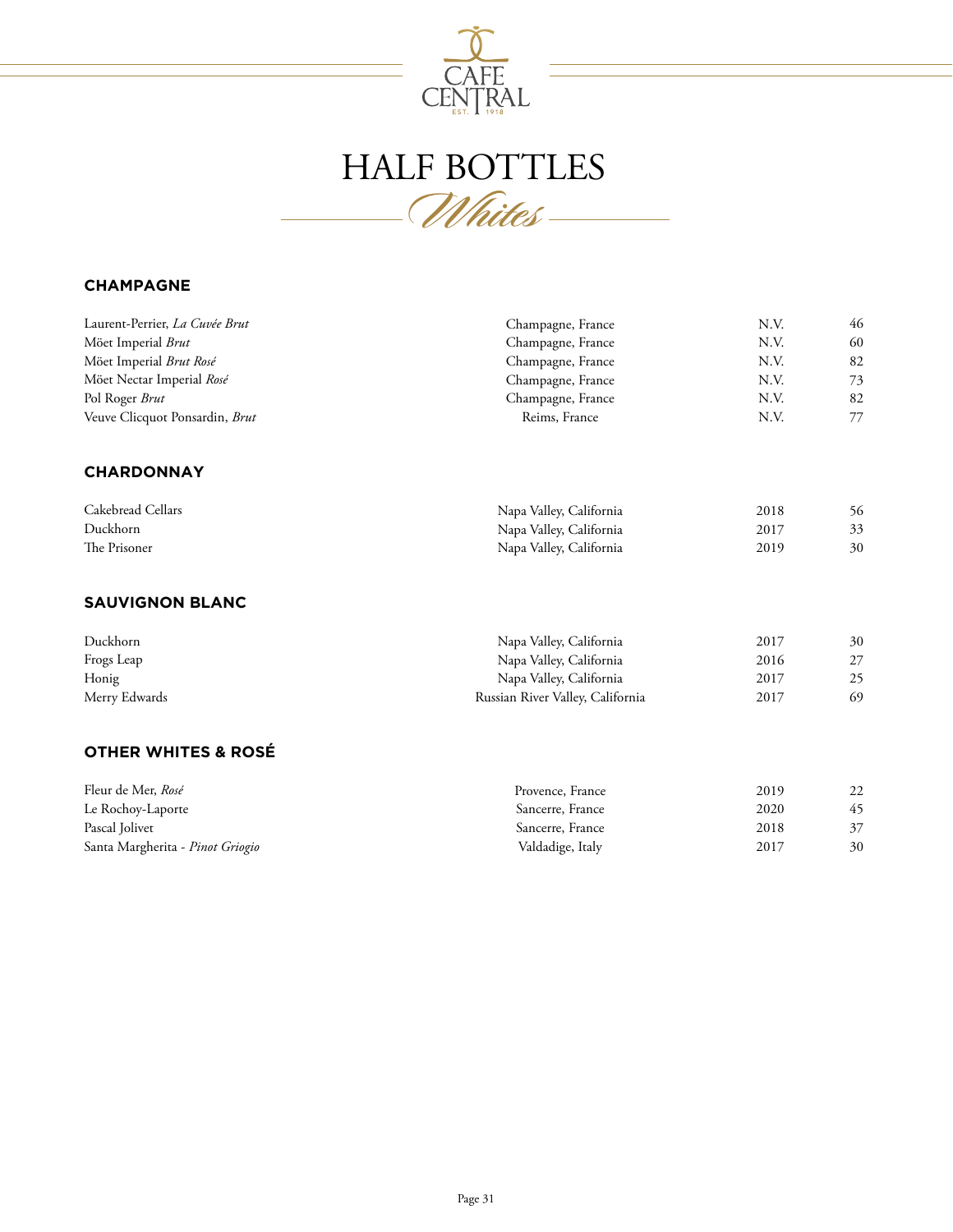CAFE CENTRAL
EST. 1918

# HALF BOTTLES

## *Whites*

### CHAMPAGNE

| | | | |
|---|---|---|---|
| Laurent-Perrier, *La Cuvée Brut* | Champagne, France | N.V. | 46 |
| Möet Imperial *Brut* | Champagne, France | N.V. | 60 |
| Möet Imperial *Brut Rosé* | Champagne, France | N.V. | 82 |
| Möet Nectar Imperial *Rosé* | Champagne, France | N.V. | 73 |
| Pol Roger *Brut* | Champagne, France | N.V. | 82 |
| Veuve Clicquot Ponsardin, *Brut* | Reims, France | N.V. | 77 |

### CHARDONNAY

| | | | |
|---|---|---|---|
| Cakebread Cellars | Napa Valley, California | 2018 | 56 |
| Duckhorn | Napa Valley, California | 2017 | 33 |
| The Prisoner | Napa Valley, California | 2019 | 30 |

### SAUVIGNON BLANC

| | | | |
|---|---|---|---|
| Duckhorn | Napa Valley, California | 2017 | 30 |
| Frogs Leap | Napa Valley, California | 2016 | 27 |
| Honig | Napa Valley, California | 2017 | 25 |
| Merry Edwards | Russian River Valley, California | 2017 | 69 |

### OTHER WHITES & ROSÉ

| | | | |
|---|---|---|---|
| Fleur de Mer, *Rosé* | Provence, France | 2019 | 22 |
| Le Rochoy-Laporte | Sancerre, France | 2020 | 45 |
| Pascal Jolivet | Sancerre, France | 2018 | 37 |
| Santa Margherita - *Pinot Griogio* | Valdadige, Italy | 2017 | 30 |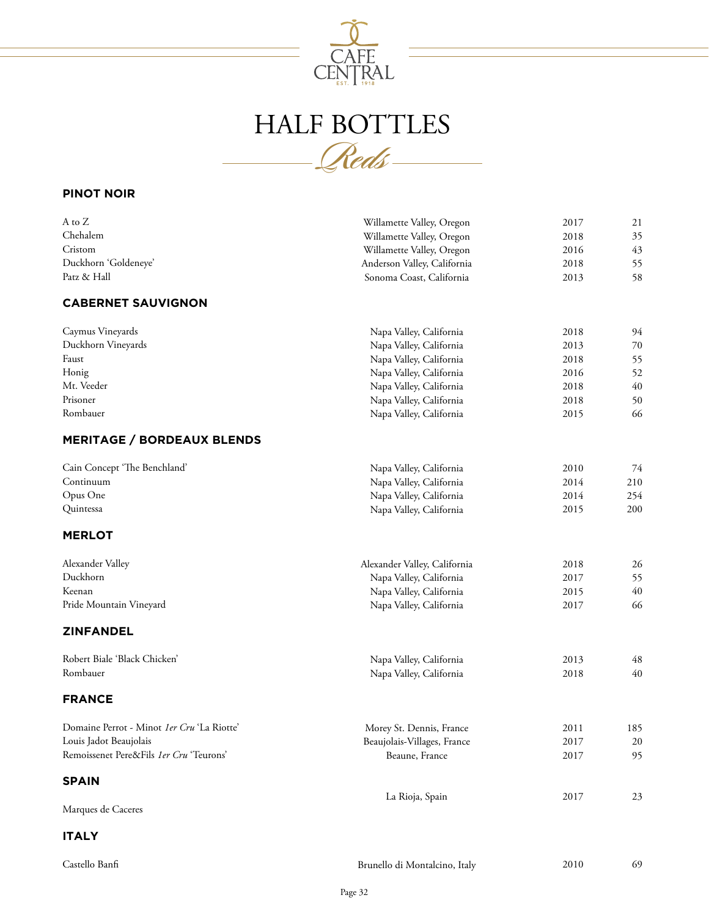CAFE CENTRAL
EST. 1918

# HALF BOTTLES

## *Reds*

### PINOT NOIR

| | | | |
|---|---|---|---|
| A to Z | Willamette Valley, Oregon | 2017 | 21 |
| Chehalem | Willamette Valley, Oregon | 2018 | 35 |
| Cristom | Willamette Valley, Oregon | 2016 | 43 |
| Duckhorn 'Goldeneye' | Anderson Valley, California | 2018 | 55 |
| Patz & Hall | Sonoma Coast, California | 2013 | 58 |

### CABERNET SAUVIGNON

| | | | |
|---|---|---|---|
| Caymus Vineyards | Napa Valley, California | 2018 | 94 |
| Duckhorn Vineyards | Napa Valley, California | 2013 | 70 |
| Faust | Napa Valley, California | 2018 | 55 |
| Honig | Napa Valley, California | 2016 | 52 |
| Mt. Veeder | Napa Valley, California | 2018 | 40 |
| Prisoner | Napa Valley, California | 2018 | 50 |
| Rombauer | Napa Valley, California | 2015 | 66 |

### MERITAGE / BORDEAUX BLENDS

| | | | |
|---|---|---|---|
| Cain Concept 'The Benchland' | Napa Valley, California | 2010 | 74 |
| Continuum | Napa Valley, California | 2014 | 210 |
| Opus One | Napa Valley, California | 2014 | 254 |
| Quintessa | Napa Valley, California | 2015 | 200 |

### MERLOT

| | | | |
|---|---|---|---|
| Alexander Valley | Alexander Valley, California | 2018 | 26 |
| Duckhorn | Napa Valley, California | 2017 | 55 |
| Keenan | Napa Valley, California | 2015 | 40 |
| Pride Mountain Vineyard | Napa Valley, California | 2017 | 66 |

### ZINFANDEL

| | | | |
|---|---|---|---|
| Robert Biale 'Black Chicken' | Napa Valley, California | 2013 | 48 |
| Rombauer | Napa Valley, California | 2018 | 40 |

### FRANCE

| | | | |
|---|---|---|---|
| Domaine Perrot - Minot *1er Cru* 'La Riotte' | Morey St. Dennis, France | 2011 | 185 |
| Louis Jadot Beaujolais | Beaujolais-Villages, France | 2017 | 20 |
| Remoissenet Pere&Fils *1er Cru* 'Teurons' | Beaune, France | 2017 | 95 |

### SPAIN

| | | | |
|---|---|---|---|
| Marques de Caceres | La Rioja, Spain | 2017 | 23 |

### ITALY

| | | | |
|---|---|---|---|
| Castello Banfi | Brunello di Montalcino, Italy | 2010 | 69 |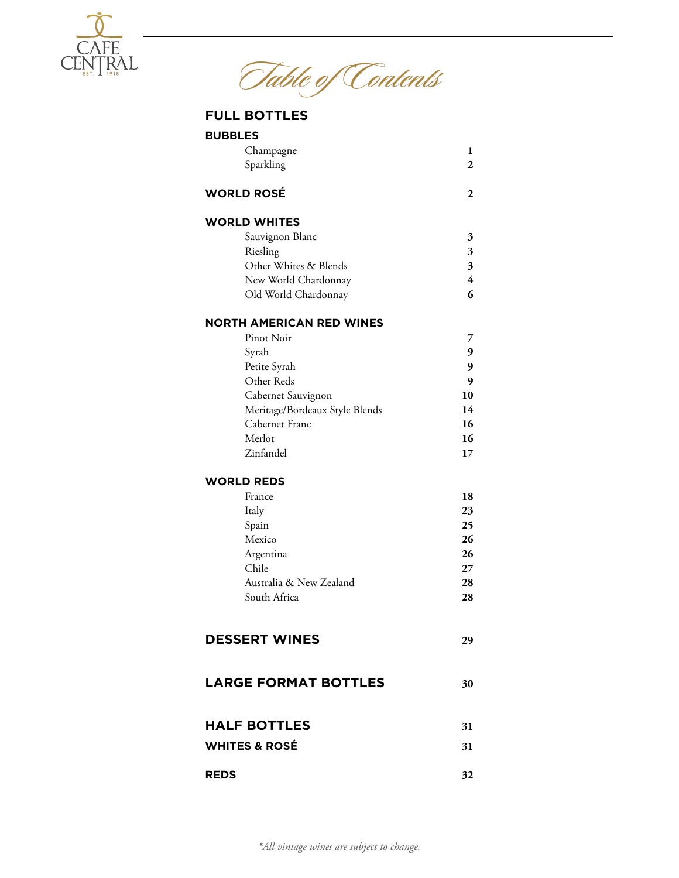CAFE CENTRAL
EST. 1918

# Table of Contents

## FULL BOTTLES

### BUBBLES

| | |
|---|---|
| Champagne | **1** |
| Sparkling | **2** |

### WORLD ROSÉ **2**

### WORLD WHITES

| | |
|---|---|
| Sauvignon Blanc | **3** |
| Riesling | **3** |
| Other Whites & Blends | **3** |
| New World Chardonnay | **4** |
| Old World Chardonnay | **6** |

### NORTH AMERICAN RED WINES

| | |
|---|---|
| Pinot Noir | **7** |
| Syrah | **9** |
| Petite Syrah | **9** |
| Other Reds | **9** |
| Cabernet Sauvignon | **10** |
| Meritage/Bordeaux Style Blends | **14** |
| Cabernet Franc | **16** |
| Merlot | **16** |
| Zinfandel | **17** |

### WORLD REDS

| | |
|---|---|
| France | **18** |
| Italy | **23** |
| Spain | **25** |
| Mexico | **26** |
| Argentina | **26** |
| Chile | **27** |
| Australia & New Zealand | **28** |
| South Africa | **28** |

## DESSERT WINES **29**

## LARGE FORMAT BOTTLES **30**

## HALF BOTTLES **31**

### WHITES & ROSÉ **31**

### REDS **32**

*\*All vintage wines are subject to change.*